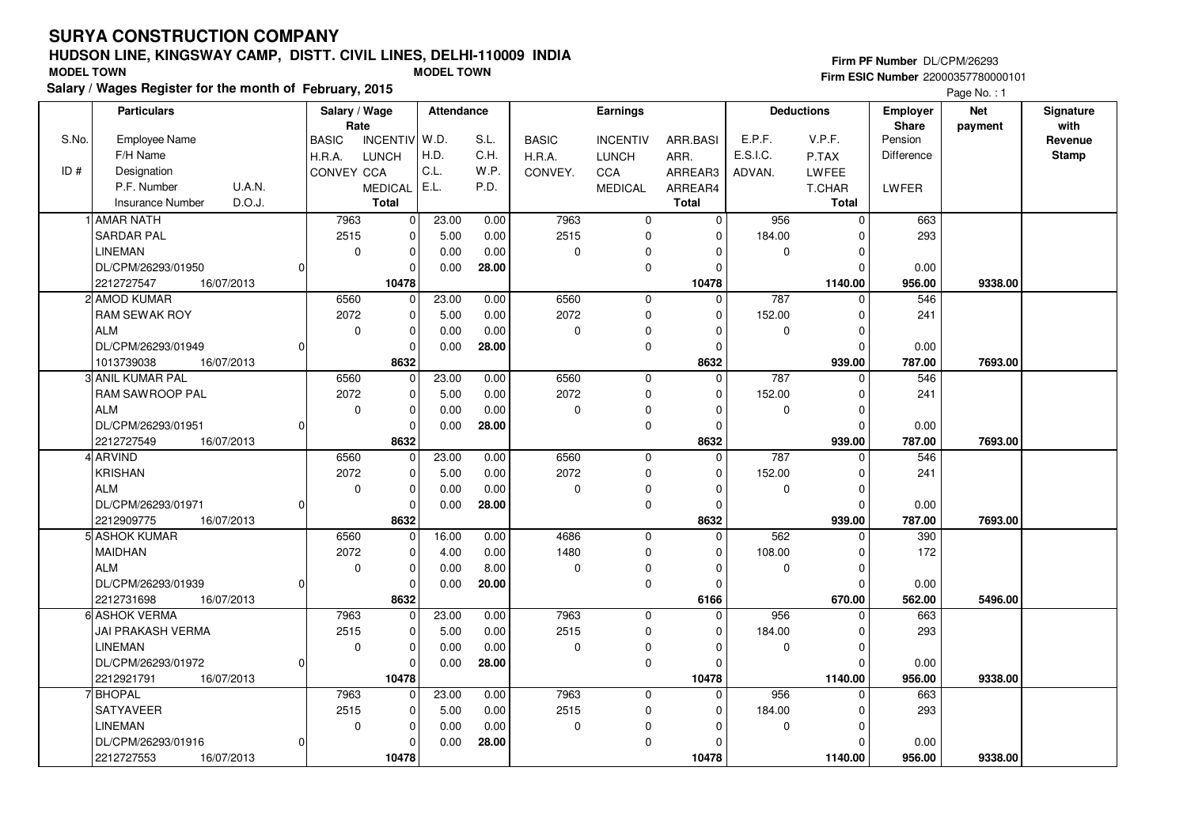# SURYA CONSTRUCTION COMPANY

## HUDSON LINE, KINGSWAY CAMP, DISTT. CIVIL LINES, DELHI-110009 INDIA

MODEL TOWN MODEL TOWN

**Salary / Wages Register for the month of February, 2015**

Firm PF Number DL/CPM/26293
Firm ESIC Number 22000357780000101

Page No. : 1

| S.No. / ID # | Particulars: Employee Name / F/H Name / Designation / P.F. Number / U.A.N. / Insurance Number / D.O.J. | Salary / Wage Rate: BASIC / H.R.A. / CONVEY | INCENTIV / LUNCH / CCA / MEDICAL / Total | Attendance: W.D. / H.D. / C.L. / E.L. | S.L. / C.H. / W.P. / P.D. | Earnings: BASIC / H.R.A. / CONVEY. | INCENTIV / LUNCH / CCA / MEDICAL | ARR.BASI / ARR. / ARREAR3 / ARREAR4 / Total | Deductions: E.P.F. / E.S.I.C. / ADVAN. | V.P.F. / P.TAX / LWFEE / T.CHAR / Total | Employer Share: Pension / Difference / LWFER | Net payment | Signature with Revenue Stamp |
|---|---|---|---|---|---|---|---|---|---|---|---|---|---|
| 1 | AMAR NATH / SARDAR PAL / LINEMAN / DL/CPM/26293/01950 / 0 / 2212727547 / 16/07/2013 | 7963 / 2515 / 0 | 0 / 0 / 0 / 0 / 10478 | 23.00 / 5.00 / 0.00 / 0.00 | 0.00 / 0.00 / 0.00 / 28.00 | 7963 / 2515 / 0 | 0 / 0 / 0 / 0 | 0 / 0 / 0 / 0 / 10478 | 956 / 184.00 / 0 | 0 / 0 / 0 / 0 / 1140.00 | 663 / 293 / 0.00 / 956.00 | 9338.00 | |
| 2 | AMOD KUMAR / RAM SEWAK ROY / ALM / DL/CPM/26293/01949 / 0 / 1013739038 / 16/07/2013 | 6560 / 2072 / 0 | 0 / 0 / 0 / 0 / 8632 | 23.00 / 5.00 / 0.00 / 0.00 | 0.00 / 0.00 / 0.00 / 28.00 | 6560 / 2072 / 0 | 0 / 0 / 0 / 0 | 0 / 0 / 0 / 0 / 8632 | 787 / 152.00 / 0 | 0 / 0 / 0 / 0 / 939.00 | 546 / 241 / 0.00 / 787.00 | 7693.00 | |
| 3 | ANIL KUMAR PAL / RAM SAWROOP PAL / ALM / DL/CPM/26293/01951 / 0 / 2212727549 / 16/07/2013 | 6560 / 2072 / 0 | 0 / 0 / 0 / 0 / 8632 | 23.00 / 5.00 / 0.00 / 0.00 | 0.00 / 0.00 / 0.00 / 28.00 | 6560 / 2072 / 0 | 0 / 0 / 0 / 0 | 0 / 0 / 0 / 0 / 8632 | 787 / 152.00 / 0 | 0 / 0 / 0 / 0 / 939.00 | 546 / 241 / 0.00 / 787.00 | 7693.00 | |
| 4 | ARVIND / KRISHAN / ALM / DL/CPM/26293/01971 / 0 / 2212909775 / 16/07/2013 | 6560 / 2072 / 0 | 0 / 0 / 0 / 0 / 8632 | 23.00 / 5.00 / 0.00 / 0.00 | 0.00 / 0.00 / 0.00 / 28.00 | 6560 / 2072 / 0 | 0 / 0 / 0 / 0 | 0 / 0 / 0 / 0 / 8632 | 787 / 152.00 / 0 | 0 / 0 / 0 / 0 / 939.00 | 546 / 241 / 0.00 / 787.00 | 7693.00 | |
| 5 | ASHOK KUMAR / MAIDHAN / ALM / DL/CPM/26293/01939 / 0 / 2212731698 / 16/07/2013 | 6560 / 2072 / 0 | 0 / 0 / 0 / 0 / 8632 | 16.00 / 4.00 / 0.00 / 0.00 | 0.00 / 0.00 / 8.00 / 20.00 | 4686 / 1480 / 0 | 0 / 0 / 0 / 0 | 0 / 0 / 0 / 0 / 6166 | 562 / 108.00 / 0 | 0 / 0 / 0 / 0 / 670.00 | 390 / 172 / 0.00 / 562.00 | 5496.00 | |
| 6 | ASHOK VERMA / JAI PRAKASH VERMA / LINEMAN / DL/CPM/26293/01972 / 0 / 2212921791 / 16/07/2013 | 7963 / 2515 / 0 | 0 / 0 / 0 / 0 / 10478 | 23.00 / 5.00 / 0.00 / 0.00 | 0.00 / 0.00 / 0.00 / 28.00 | 7963 / 2515 / 0 | 0 / 0 / 0 / 0 | 0 / 0 / 0 / 0 / 10478 | 956 / 184.00 / 0 | 0 / 0 / 0 / 0 / 1140.00 | 663 / 293 / 0.00 / 956.00 | 9338.00 | |
| 7 | BHOPAL / SATYAVEER / LINEMAN / DL/CPM/26293/01916 / 0 / 2212727553 / 16/07/2013 | 7963 / 2515 / 0 | 0 / 0 / 0 / 0 / 10478 | 23.00 / 5.00 / 0.00 / 0.00 | 0.00 / 0.00 / 0.00 / 28.00 | 7963 / 2515 / 0 | 0 / 0 / 0 / 0 | 0 / 0 / 0 / 0 / 10478 | 956 / 184.00 / 0 | 0 / 0 / 0 / 0 / 1140.00 | 663 / 293 / 0.00 / 956.00 | 9338.00 | |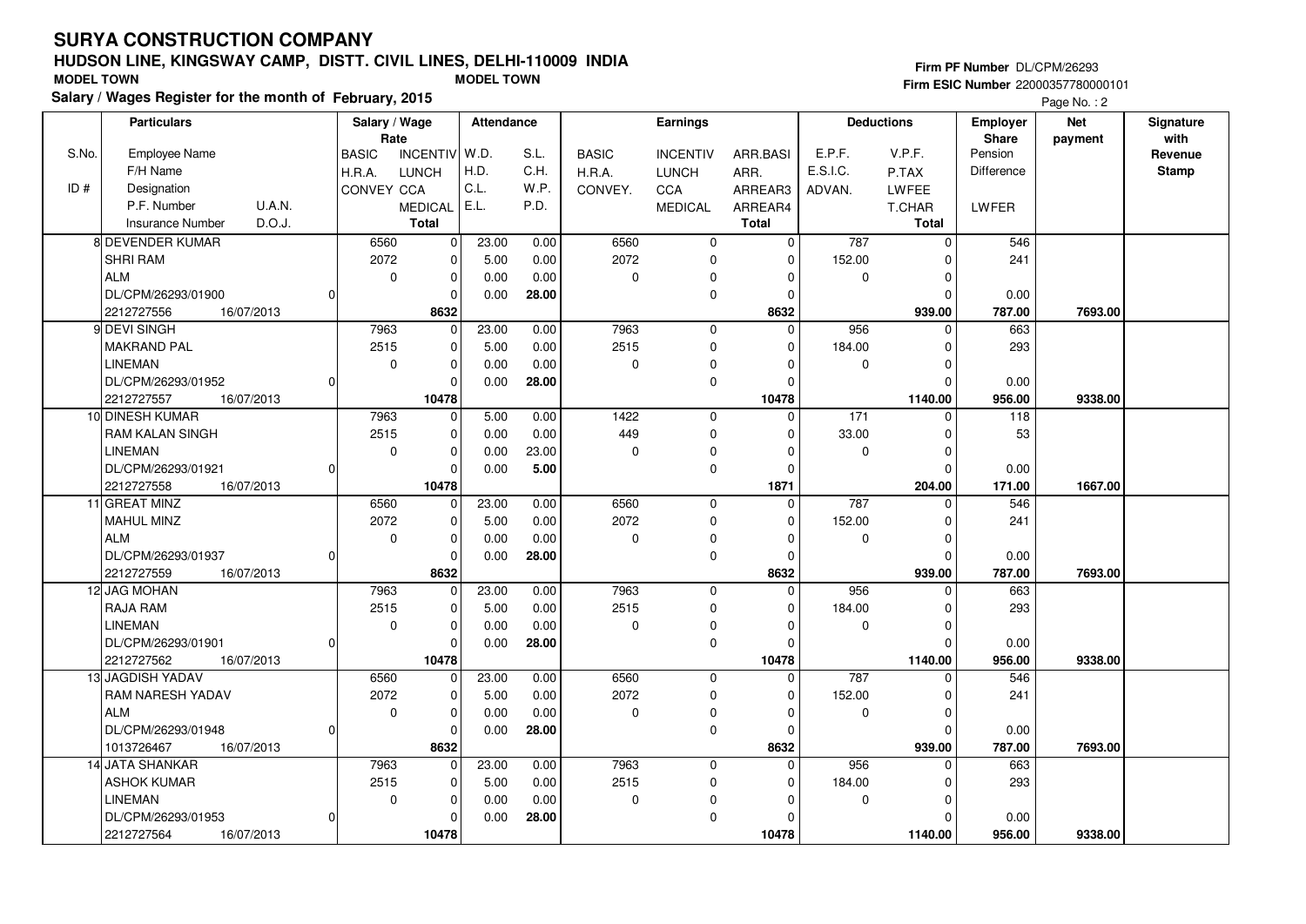# SURYA CONSTRUCTION COMPANY

## HUDSON LINE, KINGSWAY CAMP, DISTT. CIVIL LINES, DELHI-110009 INDIA

MODEL TOWN

MODEL TOWN

**Salary / Wages Register for the month of February, 2015**

Firm PF Number DL/CPM/26293

Firm ESIC Number 22000357780000101

| S.No. / ID # | Particulars: Employee Name / F/H Name / Designation / P.F. Number U.A.N. / Insurance Number D.O.J. | Salary / Wage Rate: BASIC / H.R.A. / CONVEY | INCENTIV / LUNCH / CCA / MEDICAL / Total | Attendance: W.D. / H.D. / C.L. / E.L. | S.L. / C.H. / W.P. / P.D. | Earnings: BASIC / H.R.A. / CONVEY. | INCENTIV / LUNCH / CCA / MEDICAL | ARR.BASI / ARR. / ARREAR3 / ARREAR4 / Total | Deductions: E.P.F. / E.S.I.C. / ADVAN. | V.P.F. / P.TAX / LWFEE / T.CHAR / Total | Employer Share: Pension / Difference / LWFER | Net payment | Signature with Revenue Stamp |
|---|---|---|---|---|---|---|---|---|---|---|---|---|---|
| 8 | DEVENDER KUMAR | 6560 | 0 | 23.00 | 0.00 | 6560 | 0 | 0 | 787 | 0 | 546 | | |
| | SHRI RAM | 2072 | 0 | 5.00 | 0.00 | 2072 | 0 | 0 | 152.00 | 0 | 241 | | |
| | ALM | 0 | 0 | 0.00 | 0.00 | 0 | 0 | 0 | 0 | 0 | | | |
| | DL/CPM/26293/01900 0 | | 0 | 0.00 | 28.00 | | 0 | 0 | | 0 | 0.00 | | |
| | 2212727556 16/07/2013 | | **8632** | | | | | **8632** | | **939.00** | **787.00** | **7693.00** | |
| 9 | DEVI SINGH | 7963 | 0 | 23.00 | 0.00 | 7963 | 0 | 0 | 956 | 0 | 663 | | |
| | MAKRAND PAL | 2515 | 0 | 5.00 | 0.00 | 2515 | 0 | 0 | 184.00 | 0 | 293 | | |
| | LINEMAN | 0 | 0 | 0.00 | 0.00 | 0 | 0 | 0 | 0 | 0 | | | |
| | DL/CPM/26293/01952 0 | | 0 | 0.00 | 28.00 | | 0 | 0 | | 0 | 0.00 | | |
| | 2212727557 16/07/2013 | | **10478** | | | | | **10478** | | **1140.00** | **956.00** | **9338.00** | |
| 10 | DINESH KUMAR | 7963 | 0 | 5.00 | 0.00 | 1422 | 0 | 0 | 171 | 0 | 118 | | |
| | RAM KALAN SINGH | 2515 | 0 | 0.00 | 0.00 | 449 | 0 | 0 | 33.00 | 0 | 53 | | |
| | LINEMAN | 0 | 0 | 0.00 | 23.00 | 0 | 0 | 0 | 0 | 0 | | | |
| | DL/CPM/26293/01921 0 | | 0 | 0.00 | 5.00 | | 0 | 0 | | 0 | 0.00 | | |
| | 2212727558 16/07/2013 | | **10478** | | | | | **1871** | | **204.00** | **171.00** | **1667.00** | |
| 11 | GREAT MINZ | 6560 | 0 | 23.00 | 0.00 | 6560 | 0 | 0 | 787 | 0 | 546 | | |
| | MAHUL MINZ | 2072 | 0 | 5.00 | 0.00 | 2072 | 0 | 0 | 152.00 | 0 | 241 | | |
| | ALM | 0 | 0 | 0.00 | 0.00 | 0 | 0 | 0 | 0 | 0 | | | |
| | DL/CPM/26293/01937 0 | | 0 | 0.00 | 28.00 | | 0 | 0 | | 0 | 0.00 | | |
| | 2212727559 16/07/2013 | | **8632** | | | | | **8632** | | **939.00** | **787.00** | **7693.00** | |
| 12 | JAG MOHAN | 7963 | 0 | 23.00 | 0.00 | 7963 | 0 | 0 | 956 | 0 | 663 | | |
| | RAJA RAM | 2515 | 0 | 5.00 | 0.00 | 2515 | 0 | 0 | 184.00 | 0 | 293 | | |
| | LINEMAN | 0 | 0 | 0.00 | 0.00 | 0 | 0 | 0 | 0 | 0 | | | |
| | DL/CPM/26293/01901 0 | | 0 | 0.00 | 28.00 | | 0 | 0 | | 0 | 0.00 | | |
| | 2212727562 16/07/2013 | | **10478** | | | | | **10478** | | **1140.00** | **956.00** | **9338.00** | |
| 13 | JAGDISH YADAV | 6560 | 0 | 23.00 | 0.00 | 6560 | 0 | 0 | 787 | 0 | 546 | | |
| | RAM NARESH YADAV | 2072 | 0 | 5.00 | 0.00 | 2072 | 0 | 0 | 152.00 | 0 | 241 | | |
| | ALM | 0 | 0 | 0.00 | 0.00 | 0 | 0 | 0 | 0 | 0 | | | |
| | DL/CPM/26293/01948 0 | | 0 | 0.00 | 28.00 | | 0 | 0 | | 0 | 0.00 | | |
| | 1013726467 16/07/2013 | | **8632** | | | | | **8632** | | **939.00** | **787.00** | **7693.00** | |
| 14 | JATA SHANKAR | 7963 | 0 | 23.00 | 0.00 | 7963 | 0 | 0 | 956 | 0 | 663 | | |
| | ASHOK KUMAR | 2515 | 0 | 5.00 | 0.00 | 2515 | 0 | 0 | 184.00 | 0 | 293 | | |
| | LINEMAN | 0 | 0 | 0.00 | 0.00 | 0 | 0 | 0 | 0 | 0 | | | |
| | DL/CPM/26293/01953 0 | | 0 | 0.00 | 28.00 | | 0 | 0 | | 0 | 0.00 | | |
| | 2212727564 16/07/2013 | | **10478** | | | | | **10478** | | **1140.00** | **956.00** | **9338.00** | |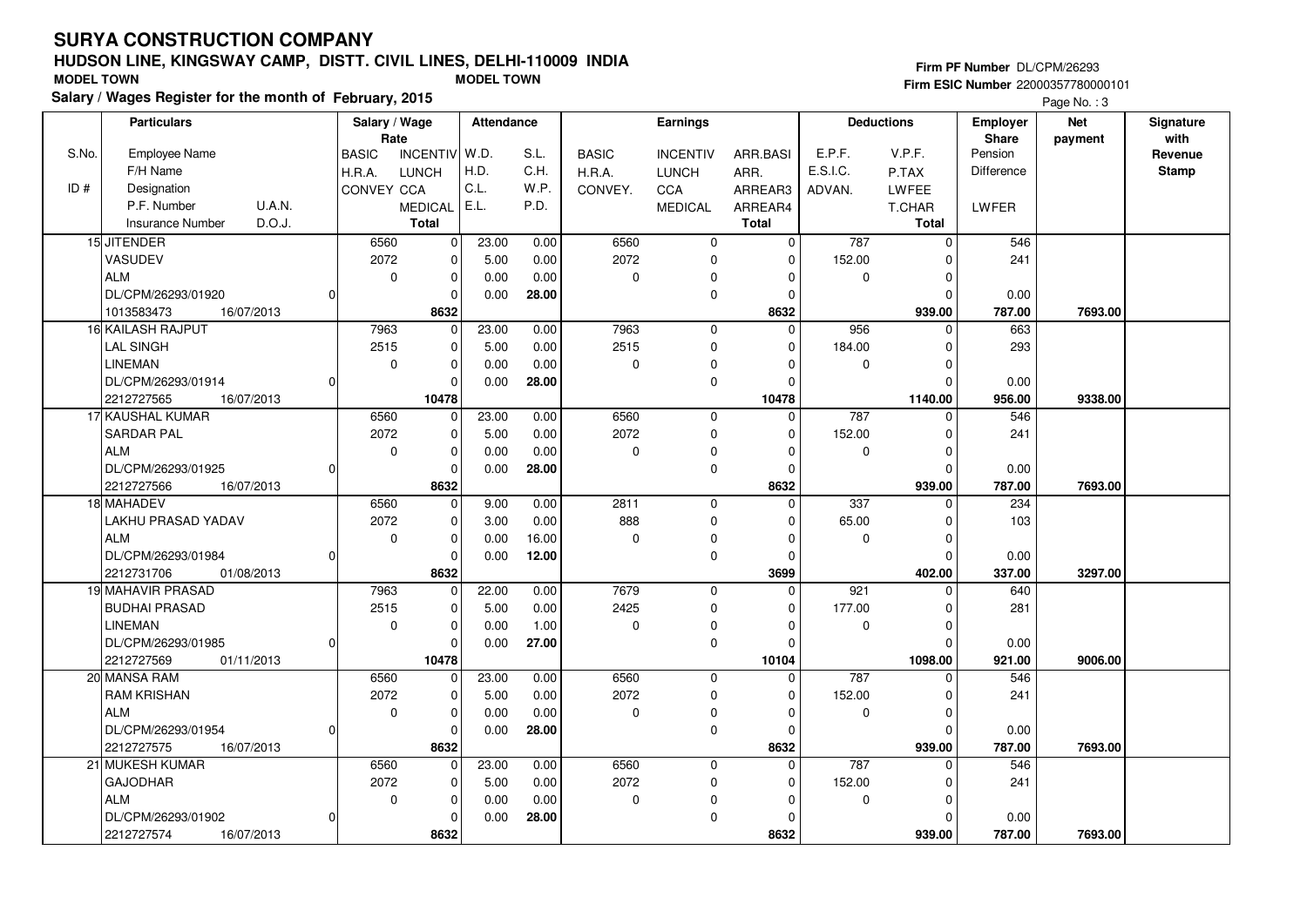# SURYA CONSTRUCTION COMPANY

## HUDSON LINE, KINGSWAY CAMP, DISTT. CIVIL LINES, DELHI-110009 INDIA

MODEL TOWN MODEL TOWN

**Salary / Wages Register for the month of February, 2015**

Firm PF Number DL/CPM/26293
Firm ESIC Number 22000357780000101

| S.No. / ID # | Particulars (Employee Name / F/H Name / Designation / P.F. Number / U.A.N. / Insurance Number / D.O.J.) | Salary / Wage Rate (BASIC / H.R.A. / CONVEY) | (INCENTIV / LUNCH / CCA / MEDICAL / Total) | Attendance (W.D. / H.D. / C.L. / E.L.) | (S.L. / C.H. / W.P. / P.D.) | Earnings (BASIC / H.R.A. / CONVEY.) | (INCENTIV / LUNCH / CCA / MEDICAL) | (ARR.BASI / ARR. / ARREAR3 / ARREAR4 / Total) | Deductions (E.P.F. / E.S.I.C. / ADVAN.) | (V.P.F. / P.TAX / LWFEE / T.CHAR / Total) | Employer Share (Pension / Difference / LWFER) | Net payment | Signature with Revenue Stamp |
|---|---|---|---|---|---|---|---|---|---|---|---|---|---|
| 15 | JITENDER<br>VASUDEV<br>ALM<br>DL/CPM/26293/01920 0<br>1013583473 16/07/2013 | 6560<br>2072<br>0 | 0<br>0<br>0<br>0<br>8632 | 23.00<br>5.00<br>0.00<br>0.00 | 0.00<br>0.00<br>0.00<br>28.00 | 6560<br>2072<br>0 | 0<br>0<br>0<br>0 | 0<br>0<br>0<br>0<br>8632 | 787<br>152.00<br>0 | 0<br>0<br>0<br>0<br>939.00 | 546<br>241<br>0.00<br>787.00 | 7693.00 | |
| 16 | KAILASH RAJPUT<br>LAL SINGH<br>LINEMAN<br>DL/CPM/26293/01914 0<br>2212727565 16/07/2013 | 7963<br>2515<br>0 | 0<br>0<br>0<br>0<br>10478 | 23.00<br>5.00<br>0.00<br>0.00 | 0.00<br>0.00<br>0.00<br>28.00 | 7963<br>2515<br>0 | 0<br>0<br>0<br>0 | 0<br>0<br>0<br>0<br>10478 | 956<br>184.00<br>0 | 0<br>0<br>0<br>0<br>1140.00 | 663<br>293<br>0.00<br>956.00 | 9338.00 | |
| 17 | KAUSHAL KUMAR<br>SARDAR PAL<br>ALM<br>DL/CPM/26293/01925 0<br>2212727566 16/07/2013 | 6560<br>2072<br>0 | 0<br>0<br>0<br>0<br>8632 | 23.00<br>5.00<br>0.00<br>0.00 | 0.00<br>0.00<br>0.00<br>28.00 | 6560<br>2072<br>0 | 0<br>0<br>0<br>0 | 0<br>0<br>0<br>0<br>8632 | 787<br>152.00<br>0 | 0<br>0<br>0<br>0<br>939.00 | 546<br>241<br>0.00<br>787.00 | 7693.00 | |
| 18 | MAHADEV<br>LAKHU PRASAD YADAV<br>ALM<br>DL/CPM/26293/01984 0<br>2212731706 01/08/2013 | 6560<br>2072<br>0 | 0<br>0<br>0<br>0<br>8632 | 9.00<br>3.00<br>0.00<br>0.00 | 0.00<br>0.00<br>16.00<br>12.00 | 2811<br>888<br>0 | 0<br>0<br>0<br>0 | 0<br>0<br>0<br>0<br>3699 | 337<br>65.00<br>0 | 0<br>0<br>0<br>0<br>402.00 | 234<br>103<br>0.00<br>337.00 | 3297.00 | |
| 19 | MAHAVIR PRASAD<br>BUDHAI PRASAD<br>LINEMAN<br>DL/CPM/26293/01985 0<br>2212727569 01/11/2013 | 7963<br>2515<br>0 | 0<br>0<br>0<br>0<br>10478 | 22.00<br>5.00<br>0.00<br>0.00 | 0.00<br>0.00<br>1.00<br>27.00 | 7679<br>2425<br>0 | 0<br>0<br>0<br>0 | 0<br>0<br>0<br>0<br>10104 | 921<br>177.00<br>0 | 0<br>0<br>0<br>0<br>1098.00 | 640<br>281<br>0.00<br>921.00 | 9006.00 | |
| 20 | MANSA RAM<br>RAM KRISHAN<br>ALM<br>DL/CPM/26293/01954 0<br>2212727575 16/07/2013 | 6560<br>2072<br>0 | 0<br>0<br>0<br>0<br>8632 | 23.00<br>5.00<br>0.00<br>0.00 | 0.00<br>0.00<br>0.00<br>28.00 | 6560<br>2072<br>0 | 0<br>0<br>0<br>0 | 0<br>0<br>0<br>0<br>8632 | 787<br>152.00<br>0 | 0<br>0<br>0<br>0<br>939.00 | 546<br>241<br>0.00<br>787.00 | 7693.00 | |
| 21 | MUKESH KUMAR<br>GAJODHAR<br>ALM<br>DL/CPM/26293/01902 0<br>2212727574 16/07/2013 | 6560<br>2072<br>0 | 0<br>0<br>0<br>0<br>8632 | 23.00<br>5.00<br>0.00<br>0.00 | 0.00<br>0.00<br>0.00<br>28.00 | 6560<br>2072<br>0 | 0<br>0<br>0<br>0 | 0<br>0<br>0<br>0<br>8632 | 787<br>152.00<br>0 | 0<br>0<br>0<br>0<br>939.00 | 546<br>241<br>0.00<br>787.00 | 7693.00 | |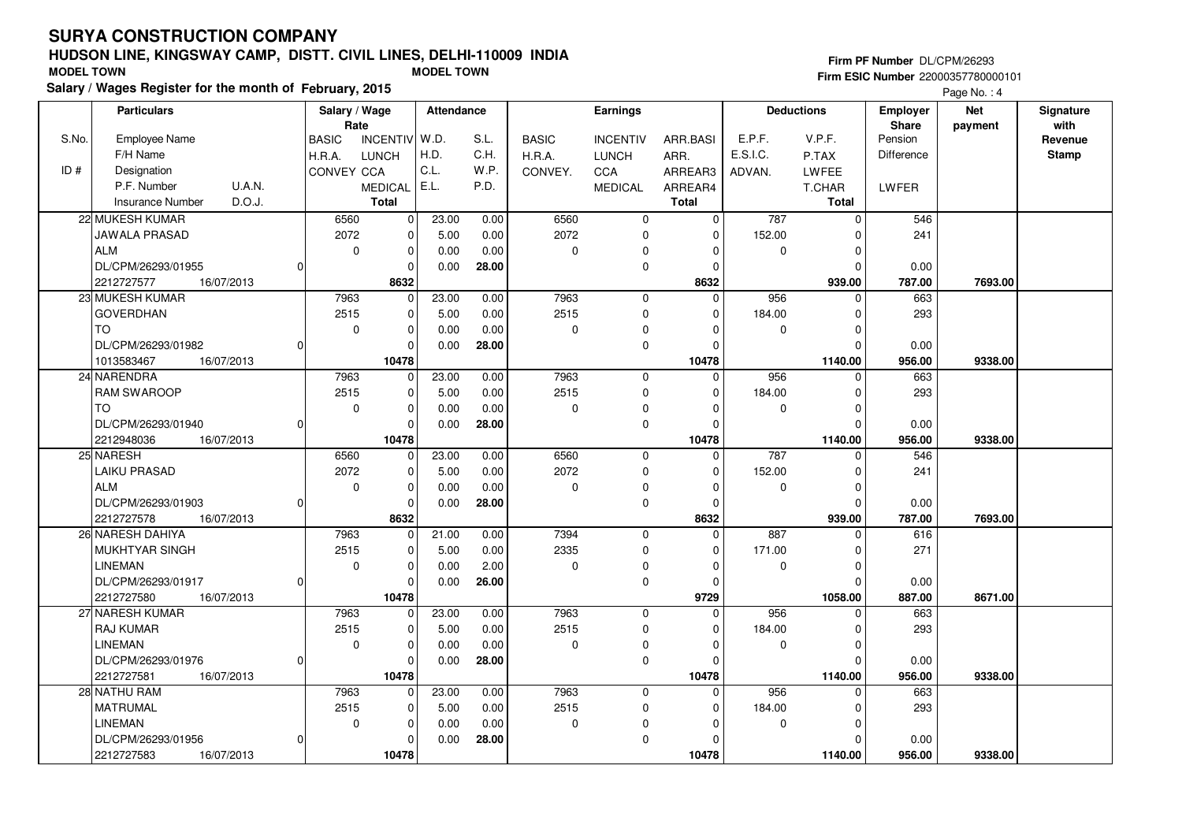# SURYA CONSTRUCTION COMPANY

## HUDSON LINE, KINGSWAY CAMP, DISTT. CIVIL LINES, DELHI-110009 INDIA

MODEL TOWN MODEL TOWN

**Salary / Wages Register for the month of February, 2015**

Firm PF Number DL/CPM/26293
Firm ESIC Number 22000357780000101

| S.No. / ID # | Particulars: Employee Name / F/H Name / Designation / P.F. Number, U.A.N. / Insurance Number, D.O.J. | Salary / Wage Rate: BASIC / H.R.A. / CONVEY | INCENTIV / LUNCH / CCA / MEDICAL / Total | Attendance: W.D. / H.D. / C.L. / E.L. | S.L. / C.H. / W.P. / P.D. | Earnings: BASIC / H.R.A. / CONVEY. | INCENTIV / LUNCH / CCA / MEDICAL | ARR.BASI / ARR. / ARREAR3 / ARREAR4 / Total | Deductions: E.P.F. / E.S.I.C. / ADVAN. | V.P.F. / P.TAX / LWFEE / T.CHAR / Total | Employer Share: Pension / Difference / LWFER | Net payment | Signature with Revenue Stamp |
|---|---|---|---|---|---|---|---|---|---|---|---|---|---|
| 22 | MUKESH KUMAR / JAWALA PRASAD / ALM / DL/CPM/26293/01955, 0 / 2212727577, 16/07/2013 | 6560 / 2072 / 0 | 0 / 0 / 0 / 0 / 8632 | 23.00 / 5.00 / 0.00 / 0.00 | 0.00 / 0.00 / 0.00 / 28.00 | 6560 / 2072 / 0 | 0 / 0 / 0 / 0 | 0 / 0 / 0 / 0 / 8632 | 787 / 152.00 / 0 | 0 / 0 / 0 / 0 / 939.00 | 546 / 241 / 0.00 / 787.00 | 7693.00 | |
| 23 | MUKESH KUMAR / GOVERDHAN / TO / DL/CPM/26293/01982, 0 / 1013583467, 16/07/2013 | 7963 / 2515 / 0 | 0 / 0 / 0 / 0 / 10478 | 23.00 / 5.00 / 0.00 / 0.00 | 0.00 / 0.00 / 0.00 / 28.00 | 7963 / 2515 / 0 | 0 / 0 / 0 / 0 | 0 / 0 / 0 / 0 / 10478 | 956 / 184.00 / 0 | 0 / 0 / 0 / 0 / 1140.00 | 663 / 293 / 0.00 / 956.00 | 9338.00 | |
| 24 | NARENDRA / RAM SWAROOP / TO / DL/CPM/26293/01940, 0 / 2212948036, 16/07/2013 | 7963 / 2515 / 0 | 0 / 0 / 0 / 0 / 10478 | 23.00 / 5.00 / 0.00 / 0.00 | 0.00 / 0.00 / 0.00 / 28.00 | 7963 / 2515 / 0 | 0 / 0 / 0 / 0 | 0 / 0 / 0 / 0 / 10478 | 956 / 184.00 / 0 | 0 / 0 / 0 / 0 / 1140.00 | 663 / 293 / 0.00 / 956.00 | 9338.00 | |
| 25 | NARESH / LAIKU PRASAD / ALM / DL/CPM/26293/01903, 0 / 2212727578, 16/07/2013 | 6560 / 2072 / 0 | 0 / 0 / 0 / 0 / 8632 | 23.00 / 5.00 / 0.00 / 0.00 | 0.00 / 0.00 / 0.00 / 28.00 | 6560 / 2072 / 0 | 0 / 0 / 0 / 0 | 0 / 0 / 0 / 0 / 8632 | 787 / 152.00 / 0 | 0 / 0 / 0 / 0 / 939.00 | 546 / 241 / 0.00 / 787.00 | 7693.00 | |
| 26 | NARESH DAHIYA / MUKHTYAR SINGH / LINEMAN / DL/CPM/26293/01917, 0 / 2212727580, 16/07/2013 | 7963 / 2515 / 0 | 0 / 0 / 0 / 0 / 10478 | 21.00 / 5.00 / 0.00 / 0.00 | 0.00 / 0.00 / 2.00 / 26.00 | 7394 / 2335 / 0 | 0 / 0 / 0 / 0 | 0 / 0 / 0 / 0 / 9729 | 887 / 171.00 / 0 | 0 / 0 / 0 / 0 / 1058.00 | 616 / 271 / 0.00 / 887.00 | 8671.00 | |
| 27 | NARESH KUMAR / RAJ KUMAR / LINEMAN / DL/CPM/26293/01976, 0 / 2212727581, 16/07/2013 | 7963 / 2515 / 0 | 0 / 0 / 0 / 0 / 10478 | 23.00 / 5.00 / 0.00 / 0.00 | 0.00 / 0.00 / 0.00 / 28.00 | 7963 / 2515 / 0 | 0 / 0 / 0 / 0 | 0 / 0 / 0 / 0 / 10478 | 956 / 184.00 / 0 | 0 / 0 / 0 / 0 / 1140.00 | 663 / 293 / 0.00 / 956.00 | 9338.00 | |
| 28 | NATHU RAM / MATRUMAL / LINEMAN / DL/CPM/26293/01956, 0 / 2212727583, 16/07/2013 | 7963 / 2515 / 0 | 0 / 0 / 0 / 0 / 10478 | 23.00 / 5.00 / 0.00 / 0.00 | 0.00 / 0.00 / 0.00 / 28.00 | 7963 / 2515 / 0 | 0 / 0 / 0 / 0 | 0 / 0 / 0 / 0 / 10478 | 956 / 184.00 / 0 | 0 / 0 / 0 / 0 / 1140.00 | 663 / 293 / 0.00 / 956.00 | 9338.00 | |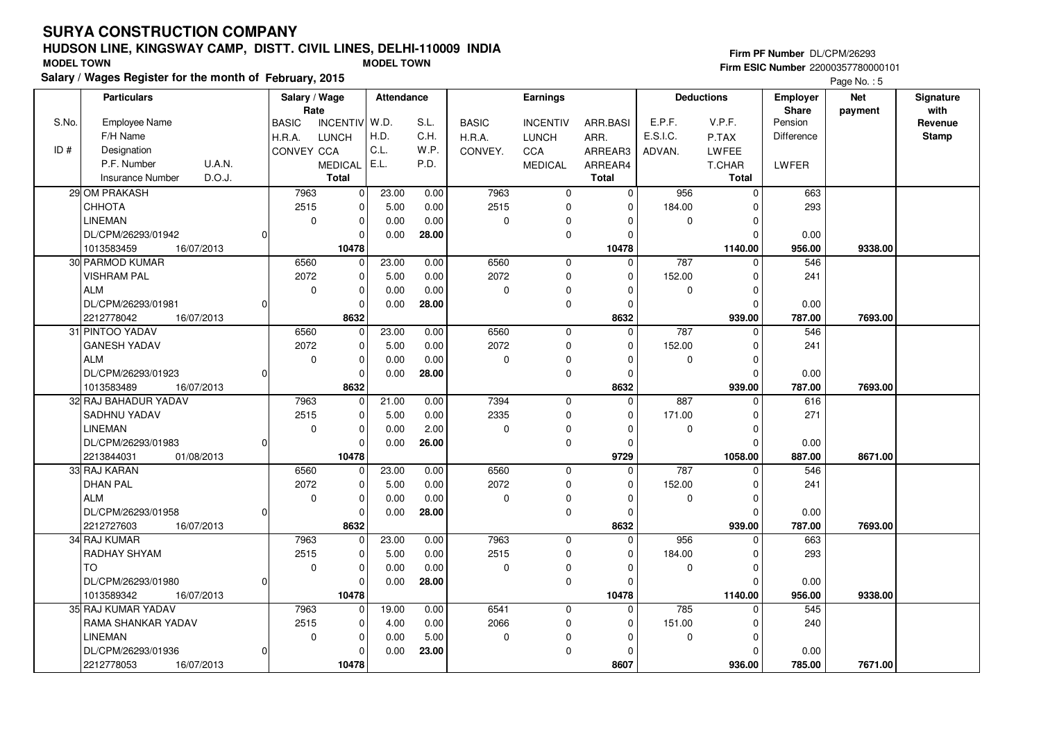# SURYA CONSTRUCTION COMPANY

## HUDSON LINE, KINGSWAY CAMP, DISTT. CIVIL LINES, DELHI-110009 INDIA

MODEL TOWN MODEL TOWN

**Salary / Wages Register for the month of February, 2015**

Firm PF Number DL/CPM/26293
Firm ESIC Number 22000357780000101

| S.No. | Particulars: Employee Name / F/H Name / Designation / P.F. Number, U.A.N. / Insurance Number, D.O.J. | Salary / Wage Rate: BASIC / H.R.A. / CONVEY | INCENTIV / LUNCH / CCA / MEDICAL / Total | Attendance: W.D. / H.D. / C.L. / E.L. | S.L. / C.H. / W.P. / P.D. | Earnings: BASIC / H.R.A. / CONVEY. | INCENTIV / LUNCH / CCA / MEDICAL | ARR.BASI / ARR. / ARREAR3 / ARREAR4 / Total | Deductions: E.P.F. / E.S.I.C. / ADVAN. | V.P.F. / P.TAX / LWFEE / T.CHAR / Total | Employer Share: Pension / Difference / LWFER | Net payment | Signature with Revenue Stamp |
|---|---|---|---|---|---|---|---|---|---|---|---|---|---|
| 29 | OM PRAKASH / CHHOTA / LINEMAN / DL/CPM/26293/01942, 0 / 1013583459, 16/07/2013 | 7963 / 2515 / 0 | 0 / 0 / 0 / 0 / 10478 | 23.00 / 5.00 / 0.00 / 0.00 | 0.00 / 0.00 / 0.00 / 28.00 | 7963 / 2515 / 0 | 0 / 0 / 0 / 0 | 0 / 0 / 0 / 0 / 10478 | 956 / 184.00 / 0 | 0 / 0 / 0 / 0 / 1140.00 | 663 / 293 / 0.00 / 956.00 | 9338.00 | |
| 30 | PARMOD KUMAR / VISHRAM PAL / ALM / DL/CPM/26293/01981, 0 / 2212778042, 16/07/2013 | 6560 / 2072 / 0 | 0 / 0 / 0 / 0 / 8632 | 23.00 / 5.00 / 0.00 / 0.00 | 0.00 / 0.00 / 0.00 / 28.00 | 6560 / 2072 / 0 | 0 / 0 / 0 / 0 | 0 / 0 / 0 / 0 / 8632 | 787 / 152.00 / 0 | 0 / 0 / 0 / 0 / 939.00 | 546 / 241 / 0.00 / 787.00 | 7693.00 | |
| 31 | PINTOO YADAV / GANESH YADAV / ALM / DL/CPM/26293/01923, 0 / 1013583489, 16/07/2013 | 6560 / 2072 / 0 | 0 / 0 / 0 / 0 / 8632 | 23.00 / 5.00 / 0.00 / 0.00 | 0.00 / 0.00 / 0.00 / 28.00 | 6560 / 2072 / 0 | 0 / 0 / 0 / 0 | 0 / 0 / 0 / 0 / 8632 | 787 / 152.00 / 0 | 0 / 0 / 0 / 0 / 939.00 | 546 / 241 / 0.00 / 787.00 | 7693.00 | |
| 32 | RAJ BAHADUR YADAV / SADHNU YADAV / LINEMAN / DL/CPM/26293/01983, 0 / 2213844031, 01/08/2013 | 7963 / 2515 / 0 | 0 / 0 / 0 / 0 / 10478 | 21.00 / 5.00 / 0.00 / 0.00 | 0.00 / 0.00 / 2.00 / 26.00 | 7394 / 2335 / 0 | 0 / 0 / 0 / 0 | 0 / 0 / 0 / 0 / 9729 | 887 / 171.00 / 0 | 0 / 0 / 0 / 0 / 1058.00 | 616 / 271 / 0.00 / 887.00 | 8671.00 | |
| 33 | RAJ KARAN / DHAN PAL / ALM / DL/CPM/26293/01958, 0 / 2212727603, 16/07/2013 | 6560 / 2072 / 0 | 0 / 0 / 0 / 0 / 8632 | 23.00 / 5.00 / 0.00 / 0.00 | 0.00 / 0.00 / 0.00 / 28.00 | 6560 / 2072 / 0 | 0 / 0 / 0 / 0 | 0 / 0 / 0 / 0 / 8632 | 787 / 152.00 / 0 | 0 / 0 / 0 / 0 / 939.00 | 546 / 241 / 0.00 / 787.00 | 7693.00 | |
| 34 | RAJ KUMAR / RADHAY SHYAM / TO / DL/CPM/26293/01980, 0 / 1013589342, 16/07/2013 | 7963 / 2515 / 0 | 0 / 0 / 0 / 0 / 10478 | 23.00 / 5.00 / 0.00 / 0.00 | 0.00 / 0.00 / 0.00 / 28.00 | 7963 / 2515 / 0 | 0 / 0 / 0 / 0 | 0 / 0 / 0 / 0 / 10478 | 956 / 184.00 / 0 | 0 / 0 / 0 / 0 / 1140.00 | 663 / 293 / 0.00 / 956.00 | 9338.00 | |
| 35 | RAJ KUMAR YADAV / RAMA SHANKAR YADAV / LINEMAN / DL/CPM/26293/01936, 0 / 2212778053, 16/07/2013 | 7963 / 2515 / 0 | 0 / 0 / 0 / 0 / 10478 | 19.00 / 4.00 / 0.00 / 0.00 | 0.00 / 0.00 / 5.00 / 23.00 | 6541 / 2066 / 0 | 0 / 0 / 0 / 0 | 0 / 0 / 0 / 0 / 8607 | 785 / 151.00 / 0 | 0 / 0 / 0 / 0 / 936.00 | 545 / 240 / 0.00 / 785.00 | 7671.00 | |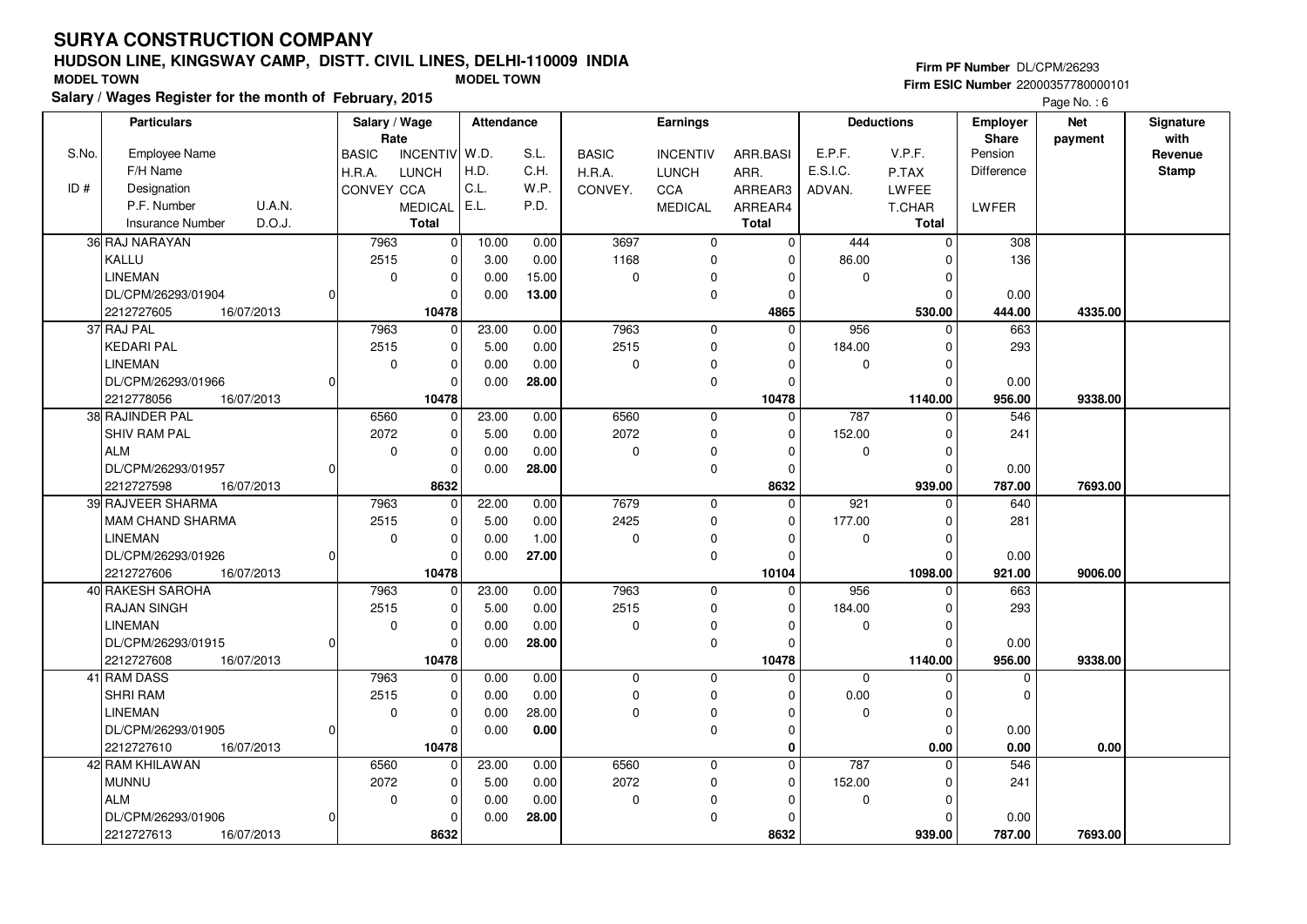# SURYA CONSTRUCTION COMPANY

## HUDSON LINE, KINGSWAY CAMP, DISTT. CIVIL LINES, DELHI-110009 INDIA

MODEL TOWN　　　　MODEL TOWN

**Salary / Wages Register for the month of February, 2015**

Firm PF Number DL/CPM/26293
Firm ESIC Number 22000357780000101

| S.No. / ID # | Particulars: Employee Name / F/H Name / Designation / P.F. Number, U.A.N. / Insurance Number, D.O.J. | Salary / Wage Rate: BASIC / H.R.A. / CONVEY | INCENTIV / LUNCH / CCA / MEDICAL / Total | Attendance: W.D. / H.D. / C.L. / E.L. | S.L. / C.H. / W.P. / P.D. | Earnings: BASIC / H.R.A. / CONVEY. | INCENTIV / LUNCH / CCA / MEDICAL | ARR.BASI / ARR. / ARREAR3 / ARREAR4 / Total | Deductions: E.P.F. / E.S.I.C. / ADVAN. | V.P.F. / P.TAX / LWFEE / T.CHAR / Total | Employer Share: Pension / Difference / LWFER | Net payment | Signature with Revenue Stamp |
|---|---|---|---|---|---|---|---|---|---|---|---|---|---|
| 36 | RAJ NARAYAN / KALLU / LINEMAN / DL/CPM/26293/01904, 0 / 2212727605, 16/07/2013 | 7963 / 2515 / 0 | 0 / 0 / 0 / 0 / 10478 | 10.00 / 3.00 / 0.00 / 0.00 | 0.00 / 0.00 / 15.00 / **13.00** | 3697 / 1168 / 0 | 0 / 0 / 0 / 0 | 0 / 0 / 0 / 0 / **4865** | 444 / 86.00 / 0 | 0 / 0 / 0 / 0 / **530.00** | 308 / 136 / 0.00 / **444.00** | **4335.00** | |
| 37 | RAJ PAL / KEDARI PAL / LINEMAN / DL/CPM/26293/01966, 0 / 2212778056, 16/07/2013 | 7963 / 2515 / 0 | 0 / 0 / 0 / 0 / 10478 | 23.00 / 5.00 / 0.00 / 0.00 | 0.00 / 0.00 / 0.00 / **28.00** | 7963 / 2515 / 0 | 0 / 0 / 0 / 0 | 0 / 0 / 0 / 0 / **10478** | 956 / 184.00 / 0 | 0 / 0 / 0 / 0 / **1140.00** | 663 / 293 / 0.00 / **956.00** | **9338.00** | |
| 38 | RAJINDER PAL / SHIV RAM PAL / ALM / DL/CPM/26293/01957, 0 / 2212727598, 16/07/2013 | 6560 / 2072 / 0 | 0 / 0 / 0 / 0 / 8632 | 23.00 / 5.00 / 0.00 / 0.00 | 0.00 / 0.00 / 0.00 / **28.00** | 6560 / 2072 / 0 | 0 / 0 / 0 / 0 | 0 / 0 / 0 / 0 / **8632** | 787 / 152.00 / 0 | 0 / 0 / 0 / 0 / **939.00** | 546 / 241 / 0.00 / **787.00** | **7693.00** | |
| 39 | RAJVEER SHARMA / MAM CHAND SHARMA / LINEMAN / DL/CPM/26293/01926, 0 / 2212727606, 16/07/2013 | 7963 / 2515 / 0 | 0 / 0 / 0 / 0 / 10478 | 22.00 / 5.00 / 0.00 / 0.00 | 0.00 / 0.00 / 1.00 / **27.00** | 7679 / 2425 / 0 | 0 / 0 / 0 / 0 | 0 / 0 / 0 / 0 / **10104** | 921 / 177.00 / 0 | 0 / 0 / 0 / 0 / **1098.00** | 640 / 281 / 0.00 / **921.00** | **9006.00** | |
| 40 | RAKESH SAROHA / RAJAN SINGH / LINEMAN / DL/CPM/26293/01915, 0 / 2212727608, 16/07/2013 | 7963 / 2515 / 0 | 0 / 0 / 0 / 0 / 10478 | 23.00 / 5.00 / 0.00 / 0.00 | 0.00 / 0.00 / 0.00 / **28.00** | 7963 / 2515 / 0 | 0 / 0 / 0 / 0 | 0 / 0 / 0 / 0 / **10478** | 956 / 184.00 / 0 | 0 / 0 / 0 / 0 / **1140.00** | 663 / 293 / 0.00 / **956.00** | **9338.00** | |
| 41 | RAM DASS / SHRI RAM / LINEMAN / DL/CPM/26293/01905, 0 / 2212727610, 16/07/2013 | 7963 / 2515 / 0 | 0 / 0 / 0 / 0 / 10478 | 0.00 / 0.00 / 0.00 / 0.00 | 0.00 / 0.00 / 28.00 / **0.00** | 0 / 0 / 0 | 0 / 0 / 0 / 0 | 0 / 0 / 0 / 0 / **0** | 0 / 0.00 / 0 | 0 / 0 / 0 / 0 / **0.00** | 0 / 0 / 0.00 / **0.00** | **0.00** | |
| 42 | RAM KHILAWAN / MUNNU / ALM / DL/CPM/26293/01906, 0 / 2212727613, 16/07/2013 | 6560 / 2072 / 0 | 0 / 0 / 0 / 0 / 8632 | 23.00 / 5.00 / 0.00 / 0.00 | 0.00 / 0.00 / 0.00 / **28.00** | 6560 / 2072 / 0 | 0 / 0 / 0 / 0 | 0 / 0 / 0 / 0 / **8632** | 787 / 152.00 / 0 | 0 / 0 / 0 / 0 / **939.00** | 546 / 241 / 0.00 / **787.00** | **7693.00** | |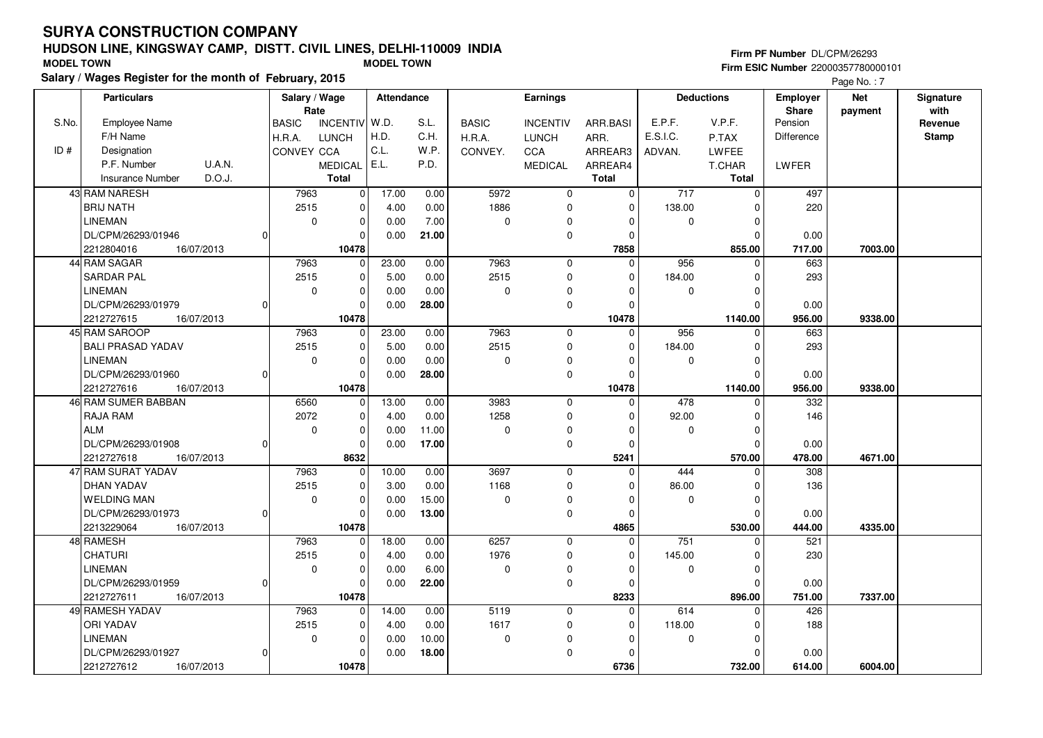# SURYA CONSTRUCTION COMPANY

## HUDSON LINE, KINGSWAY CAMP, DISTT. CIVIL LINES, DELHI-110009 INDIA

MODEL TOWN  MODEL TOWN

**Salary / Wages Register for the month of February, 2015**

Firm PF Number DL/CPM/26293
Firm ESIC Number 22000357780000101

Page No. : 7

| S.No. / ID # | Particulars: Employee Name / F/H Name / Designation / P.F. Number, U.A.N. / Insurance Number, D.O.J. | Salary / Wage Rate: BASIC / H.R.A. / CONVEY | INCENTIV / LUNCH / CCA / MEDICAL / Total | Attendance: W.D. / H.D. / C.L. / E.L. | S.L. / C.H. / W.P. / P.D. | Earnings: BASIC / H.R.A. / CONVEY. | INCENTIV / LUNCH / CCA / MEDICAL | ARR.BASI / ARR. / ARREAR3 / ARREAR4 / Total | Deductions: E.P.F. / E.S.I.C. / ADVAN. | V.P.F. / P.TAX / LWFEE / T.CHAR / Total | Employer Share: Pension / Difference / LWFER | Net payment | Signature with Revenue Stamp |
|---|---|---|---|---|---|---|---|---|---|---|---|---|---|
| 43 | RAM NARESH / BRIJ NATH / LINEMAN / DL/CPM/26293/01946, 0 / 2212804016, 16/07/2013 | 7963 / 2515 / 0 | 0 / 0 / 0 / 0 / 10478 | 17.00 / 4.00 / 0.00 / 0.00 | 0.00 / 0.00 / 7.00 / 21.00 | 5972 / 1886 / 0 | 0 / 0 / 0 / 0 | 0 / 0 / 0 / 0 / 7858 | 717 / 138.00 / 0 | 0 / 0 / 0 / 0 / 855.00 | 497 / 220 / 0.00 / 717.00 | 7003.00 | |
| 44 | RAM SAGAR / SARDAR PAL / LINEMAN / DL/CPM/26293/01979, 0 / 2212727615, 16/07/2013 | 7963 / 2515 / 0 | 0 / 0 / 0 / 0 / 10478 | 23.00 / 5.00 / 0.00 / 0.00 | 0.00 / 0.00 / 0.00 / 28.00 | 7963 / 2515 / 0 | 0 / 0 / 0 / 0 | 0 / 0 / 0 / 0 / 10478 | 956 / 184.00 / 0 | 0 / 0 / 0 / 0 / 1140.00 | 663 / 293 / 0.00 / 956.00 | 9338.00 | |
| 45 | RAM SAROOP / BALI PRASAD YADAV / LINEMAN / DL/CPM/26293/01960, 0 / 2212727616, 16/07/2013 | 7963 / 2515 / 0 | 0 / 0 / 0 / 0 / 10478 | 23.00 / 5.00 / 0.00 / 0.00 | 0.00 / 0.00 / 0.00 / 28.00 | 7963 / 2515 / 0 | 0 / 0 / 0 / 0 | 0 / 0 / 0 / 0 / 10478 | 956 / 184.00 / 0 | 0 / 0 / 0 / 0 / 1140.00 | 663 / 293 / 0.00 / 956.00 | 9338.00 | |
| 46 | RAM SUMER BABBAN / RAJA RAM / ALM / DL/CPM/26293/01908, 0 / 2212727618, 16/07/2013 | 6560 / 2072 / 0 | 0 / 0 / 0 / 0 / 8632 | 13.00 / 4.00 / 0.00 / 0.00 | 0.00 / 0.00 / 11.00 / 17.00 | 3983 / 1258 / 0 | 0 / 0 / 0 / 0 | 0 / 0 / 0 / 0 / 5241 | 478 / 92.00 / 0 | 0 / 0 / 0 / 0 / 570.00 | 332 / 146 / 0.00 / 478.00 | 4671.00 | |
| 47 | RAM SURAT YADAV / DHAN YADAV / WELDING MAN / DL/CPM/26293/01973, 0 / 2213229064, 16/07/2013 | 7963 / 2515 / 0 | 0 / 0 / 0 / 0 / 10478 | 10.00 / 3.00 / 0.00 / 0.00 | 0.00 / 0.00 / 15.00 / 13.00 | 3697 / 1168 / 0 | 0 / 0 / 0 / 0 | 0 / 0 / 0 / 0 / 4865 | 444 / 86.00 / 0 | 0 / 0 / 0 / 0 / 530.00 | 308 / 136 / 0.00 / 444.00 | 4335.00 | |
| 48 | RAMESH / CHATURI / LINEMAN / DL/CPM/26293/01959, 0 / 2212727611, 16/07/2013 | 7963 / 2515 / 0 | 0 / 0 / 0 / 0 / 10478 | 18.00 / 4.00 / 0.00 / 0.00 | 0.00 / 0.00 / 6.00 / 22.00 | 6257 / 1976 / 0 | 0 / 0 / 0 / 0 | 0 / 0 / 0 / 0 / 8233 | 751 / 145.00 / 0 | 0 / 0 / 0 / 0 / 896.00 | 521 / 230 / 0.00 / 751.00 | 7337.00 | |
| 49 | RAMESH YADAV / ORI YADAV / LINEMAN / DL/CPM/26293/01927, 0 / 2212727612, 16/07/2013 | 7963 / 2515 / 0 | 0 / 0 / 0 / 0 / 10478 | 14.00 / 4.00 / 0.00 / 0.00 | 0.00 / 0.00 / 10.00 / 18.00 | 5119 / 1617 / 0 | 0 / 0 / 0 / 0 | 0 / 0 / 0 / 0 / 6736 | 614 / 118.00 / 0 | 0 / 0 / 0 / 0 / 732.00 | 426 / 188 / 0.00 / 614.00 | 6004.00 | |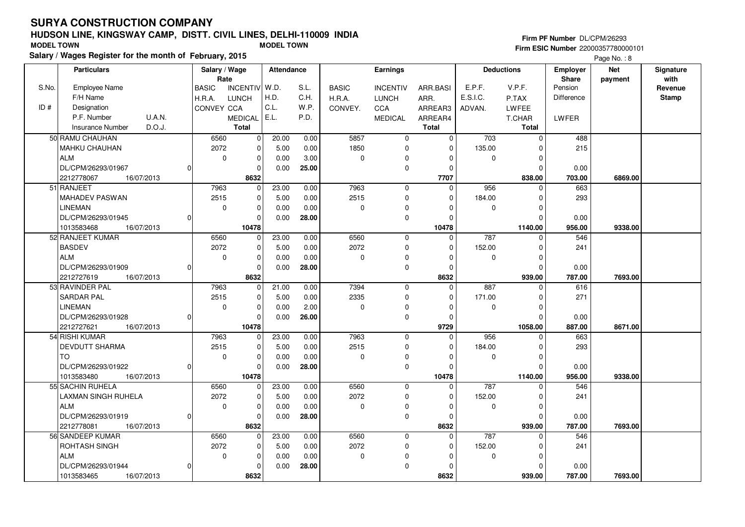# SURYA CONSTRUCTION COMPANY

## HUDSON LINE, KINGSWAY CAMP, DISTT. CIVIL LINES, DELHI-110009 INDIA

MODEL TOWN | MODEL TOWN

**Salary / Wages Register for the month of February, 2015**

Firm PF Number DL/CPM/26293
Firm ESIC Number 22000357780000101

| S.No. / ID # | Employee Name / F/H Name / Designation / P.F. Number / Insurance Number | U.A.N. / D.O.J. | BASIC / H.R.A. / CONVEY | INCENTIV / LUNCH / CCA / MEDICAL / Total | W.D. / H.D. / C.L. / E.L. | S.L. / C.H. / W.P. / P.D. | BASIC / H.R.A. / CONVEY. | INCENTIV / LUNCH / CCA / MEDICAL | ARR.BASI / ARR. / ARREAR3 / ARREAR4 / Total | E.P.F. / E.S.I.C. / ADVAN. | V.P.F. / P.TAX / LWFEE / T.CHAR / Total | Employer Share Pension / Difference / LWFER | Net payment | Signature with Revenue Stamp |
|---|---|---|---|---|---|---|---|---|---|---|---|---|---|---|
| 50 | RAMU CHAUHAN<br>MAHKU CHAUHAN<br>ALM<br>DL/CPM/26293/01967<br>2212778067 | 0<br>16/07/2013 | 6560<br>2072<br>0 | 0<br>0<br>0<br>0<br>8632 | 20.00<br>5.00<br>0.00<br>0.00 | 0.00<br>0.00<br>3.00<br>25.00 | 5857<br>1850<br>0 | 0<br>0<br>0<br>0 | 0<br>0<br>0<br>0<br>7707 | 703<br>135.00<br>0 | 0<br>0<br>0<br>0<br>838.00 | 488<br>215<br>0.00<br>703.00 | 6869.00 | |
| 51 | RANJEET<br>MAHADEV PASWAN<br>LINEMAN<br>DL/CPM/26293/01945<br>1013583468 | 0<br>16/07/2013 | 7963<br>2515<br>0 | 0<br>0<br>0<br>0<br>10478 | 23.00<br>5.00<br>0.00<br>0.00 | 0.00<br>0.00<br>0.00<br>28.00 | 7963<br>2515<br>0 | 0<br>0<br>0<br>0 | 0<br>0<br>0<br>0<br>10478 | 956<br>184.00<br>0 | 0<br>0<br>0<br>0<br>1140.00 | 663<br>293<br>0.00<br>956.00 | 9338.00 | |
| 52 | RANJEET KUMAR<br>BASDEV<br>ALM<br>DL/CPM/26293/01909<br>2212727619 | 0<br>16/07/2013 | 6560<br>2072<br>0 | 0<br>0<br>0<br>0<br>8632 | 23.00<br>5.00<br>0.00<br>0.00 | 0.00<br>0.00<br>0.00<br>28.00 | 6560<br>2072<br>0 | 0<br>0<br>0<br>0 | 0<br>0<br>0<br>0<br>8632 | 787<br>152.00<br>0 | 0<br>0<br>0<br>0<br>939.00 | 546<br>241<br>0.00<br>787.00 | 7693.00 | |
| 53 | RAVINDER PAL<br>SARDAR PAL<br>LINEMAN<br>DL/CPM/26293/01928<br>2212727621 | 0<br>16/07/2013 | 7963<br>2515<br>0 | 0<br>0<br>0<br>0<br>10478 | 21.00<br>5.00<br>0.00<br>0.00 | 0.00<br>0.00<br>2.00<br>26.00 | 7394<br>2335<br>0 | 0<br>0<br>0<br>0 | 0<br>0<br>0<br>0<br>9729 | 887<br>171.00<br>0 | 0<br>0<br>0<br>0<br>1058.00 | 616<br>271<br>0.00<br>887.00 | 8671.00 | |
| 54 | RISHI KUMAR<br>DEVDUTT SHARMA<br>TO<br>DL/CPM/26293/01922<br>1013583480 | 0<br>16/07/2013 | 7963<br>2515<br>0 | 0<br>0<br>0<br>0<br>10478 | 23.00<br>5.00<br>0.00<br>0.00 | 0.00<br>0.00<br>0.00<br>28.00 | 7963<br>2515<br>0 | 0<br>0<br>0<br>0 | 0<br>0<br>0<br>0<br>10478 | 956<br>184.00<br>0 | 0<br>0<br>0<br>0<br>1140.00 | 663<br>293<br>0.00<br>956.00 | 9338.00 | |
| 55 | SACHIN RUHELA<br>LAXMAN SINGH RUHELA<br>ALM<br>DL/CPM/26293/01919<br>2212778081 | 0<br>16/07/2013 | 6560<br>2072<br>0 | 0<br>0<br>0<br>0<br>8632 | 23.00<br>5.00<br>0.00<br>0.00 | 0.00<br>0.00<br>0.00<br>28.00 | 6560<br>2072<br>0 | 0<br>0<br>0<br>0 | 0<br>0<br>0<br>0<br>8632 | 787<br>152.00<br>0 | 0<br>0<br>0<br>0<br>939.00 | 546<br>241<br>0.00<br>787.00 | 7693.00 | |
| 56 | SANDEEP KUMAR<br>ROHTASH SINGH<br>ALM<br>DL/CPM/26293/01944<br>1013583465 | 0<br>16/07/2013 | 6560<br>2072<br>0 | 0<br>0<br>0<br>0<br>8632 | 23.00<br>5.00<br>0.00<br>0.00 | 0.00<br>0.00<br>0.00<br>28.00 | 6560<br>2072<br>0 | 0<br>0<br>0<br>0 | 0<br>0<br>0<br>0<br>8632 | 787<br>152.00<br>0 | 0<br>0<br>0<br>0<br>939.00 | 546<br>241<br>0.00<br>787.00 | 7693.00 | |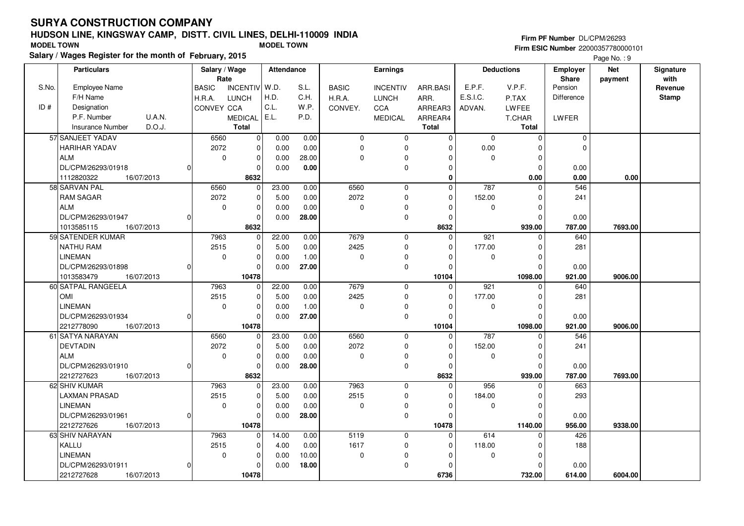# SURYA CONSTRUCTION COMPANY

## HUDSON LINE, KINGSWAY CAMP, DISTT. CIVIL LINES, DELHI-110009 INDIA

MODEL TOWN MODEL TOWN

**Salary / Wages Register for the month of February, 2015**

Firm PF Number DL/CPM/26293
Firm ESIC Number 22000357780000101

| S.No. / ID # | Particulars: Employee Name / F/H Name / Designation / P.F. Number / U.A.N. / Insurance Number / D.O.J. | Salary / Wage Rate: BASIC / H.R.A. / CONVEY | INCENTIV / LUNCH / CCA / MEDICAL / Total | Attendance: W.D. / H.D. / C.L. / E.L. | S.L. / C.H. / W.P. / P.D. | Earnings: BASIC / H.R.A. / CONVEY. | INCENTIV / LUNCH / CCA / MEDICAL | ARR.BASI / ARR. / ARREAR3 / ARREAR4 / Total | Deductions: E.P.F. / E.S.I.C. / ADVAN. | V.P.F. / P.TAX / LWFEE / T.CHAR / Total | Employer Share: Pension / Difference / LWFER | Net payment | Signature with Revenue Stamp |
|---|---|---|---|---|---|---|---|---|---|---|---|---|---|
| 57 | SANJEET YADAV / HARIHAR YADAV / ALM / DL/CPM/26293/01918 / 0 / 1112820322 / 16/07/2013 | 6560 / 2072 / 0 | 0 / 0 / 0 / 0 / 8632 | 0.00 / 0.00 / 0.00 / 0.00 | 0.00 / 0.00 / 28.00 / 0.00 | 0 / 0 / 0 | 0 / 0 / 0 / 0 | 0 / 0 / 0 / 0 / 0 | 0 / 0.00 / 0 | 0 / 0 / 0 / 0 / 0.00 | 0 / 0 / 0.00 / 0.00 | 0.00 | |
| 58 | SARVAN PAL / RAM SAGAR / ALM / DL/CPM/26293/01947 / 0 / 1013585115 / 16/07/2013 | 6560 / 2072 / 0 | 0 / 0 / 0 / 0 / 8632 | 23.00 / 5.00 / 0.00 / 0.00 | 0.00 / 0.00 / 0.00 / 28.00 | 6560 / 2072 / 0 | 0 / 0 / 0 / 0 | 0 / 0 / 0 / 0 / 8632 | 787 / 152.00 / 0 | 0 / 0 / 0 / 0 / 939.00 | 546 / 241 / 0.00 / 787.00 | 7693.00 | |
| 59 | SATENDER KUMAR / NATHU RAM / LINEMAN / DL/CPM/26293/01898 / 0 / 1013583479 / 16/07/2013 | 7963 / 2515 / 0 | 0 / 0 / 0 / 0 / 10478 | 22.00 / 5.00 / 0.00 / 0.00 | 0.00 / 0.00 / 1.00 / 27.00 | 7679 / 2425 / 0 | 0 / 0 / 0 / 0 | 0 / 0 / 0 / 0 / 10104 | 921 / 177.00 / 0 | 0 / 0 / 0 / 0 / 1098.00 | 640 / 281 / 0.00 / 921.00 | 9006.00 | |
| 60 | SATPAL RANGEELA / OMI / LINEMAN / DL/CPM/26293/01934 / 0 / 2212778090 / 16/07/2013 | 7963 / 2515 / 0 | 0 / 0 / 0 / 0 / 10478 | 22.00 / 5.00 / 0.00 / 0.00 | 0.00 / 0.00 / 1.00 / 27.00 | 7679 / 2425 / 0 | 0 / 0 / 0 / 0 | 0 / 0 / 0 / 0 / 10104 | 921 / 177.00 / 0 | 0 / 0 / 0 / 0 / 1098.00 | 640 / 281 / 0.00 / 921.00 | 9006.00 | |
| 61 | SATYA NARAYAN / DEVTADIN / ALM / DL/CPM/26293/01910 / 0 / 2212727623 / 16/07/2013 | 6560 / 2072 / 0 | 0 / 0 / 0 / 0 / 8632 | 23.00 / 5.00 / 0.00 / 0.00 | 0.00 / 0.00 / 0.00 / 28.00 | 6560 / 2072 / 0 | 0 / 0 / 0 / 0 | 0 / 0 / 0 / 0 / 8632 | 787 / 152.00 / 0 | 0 / 0 / 0 / 0 / 939.00 | 546 / 241 / 0.00 / 787.00 | 7693.00 | |
| 62 | SHIV KUMAR / LAXMAN PRASAD / LINEMAN / DL/CPM/26293/01961 / 0 / 2212727626 / 16/07/2013 | 7963 / 2515 / 0 | 0 / 0 / 0 / 0 / 10478 | 23.00 / 5.00 / 0.00 / 0.00 | 0.00 / 0.00 / 0.00 / 28.00 | 7963 / 2515 / 0 | 0 / 0 / 0 / 0 | 0 / 0 / 0 / 0 / 10478 | 956 / 184.00 / 0 | 0 / 0 / 0 / 0 / 1140.00 | 663 / 293 / 0.00 / 956.00 | 9338.00 | |
| 63 | SHIV NARAYAN / KALLU / LINEMAN / DL/CPM/26293/01911 / 0 / 2212727628 / 16/07/2013 | 7963 / 2515 / 0 | 0 / 0 / 0 / 0 / 10478 | 14.00 / 4.00 / 0.00 / 0.00 | 0.00 / 0.00 / 10.00 / 18.00 | 5119 / 1617 / 0 | 0 / 0 / 0 / 0 | 0 / 0 / 0 / 0 / 6736 | 614 / 118.00 / 0 | 0 / 0 / 0 / 0 / 732.00 | 426 / 188 / 0.00 / 614.00 | 6004.00 | |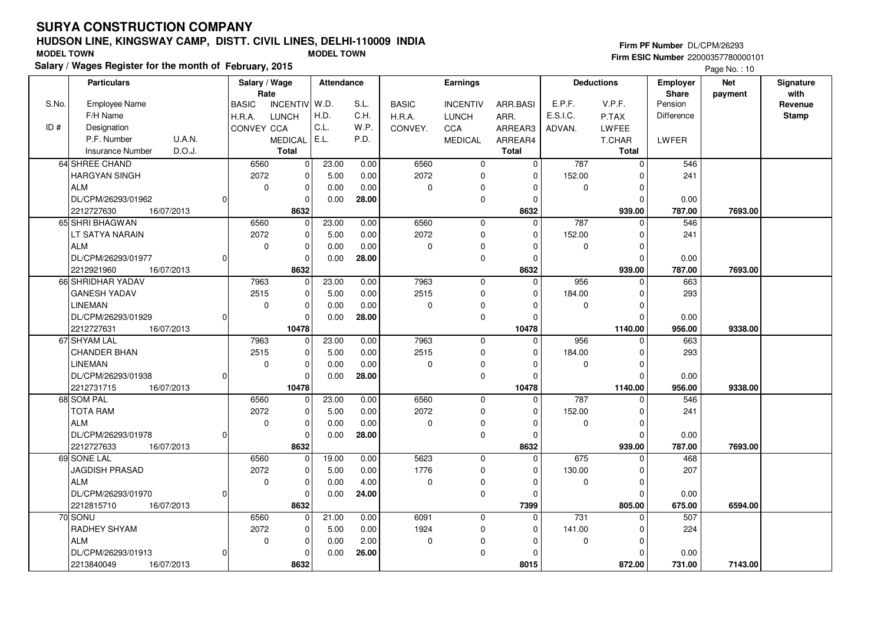# SURYA CONSTRUCTION COMPANY

## HUDSON LINE, KINGSWAY CAMP, DISTT. CIVIL LINES, DELHI-110009 INDIA

**MODEL TOWN** — **MODEL TOWN**

**Salary / Wages Register for the month of February, 2015**

Firm PF Number DL/CPM/26293
Firm ESIC Number 22000357780000101

| S.No. / ID # | Employee Name / F/H Name / Designation / P.F. Number / U.A.N. / Insurance Number / D.O.J. | Salary / Wage Rate: BASIC / H.R.A. / CONVEY | INCENTIV / LUNCH / CCA / MEDICAL / Total | Attendance: W.D. / H.D. / C.L. / E.L. | S.L. / C.H. / W.P. / P.D. | Earnings: BASIC / H.R.A. / CONVEY. | INCENTIV / LUNCH / CCA / MEDICAL | ARR.BASI / ARR. / ARREAR3 / ARREAR4 / Total | Deductions: E.P.F. / E.S.I.C. / ADVAN. | V.P.F. / P.TAX / LWFEE / T.CHAR / Total | Employer Share: Pension / Difference / LWFER | Net payment | Signature with Revenue Stamp |
|---|---|---|---|---|---|---|---|---|---|---|---|---|---|
| 64 | SHREE CHAND / HARGYAN SINGH / ALM / DL/CPM/26293/01962 / 0 / 2212727630 / 16/07/2013 | 6560 / 2072 / 0 | 0 / 0 / 0 / 0 / 8632 | 23.00 / 5.00 / 0.00 / 0.00 | 0.00 / 0.00 / 0.00 / 28.00 | 6560 / 2072 / 0 | 0 / 0 / 0 / 0 | 0 / 0 / 0 / 0 / 8632 | 787 / 152.00 / 0 | 0 / 0 / 0 / 0 / 939.00 | 546 / 241 / 0.00 / 787.00 | 7693.00 | |
| 65 | SHRI BHAGWAN / LT SATYA NARAIN / ALM / DL/CPM/26293/01977 / 0 / 2212921960 / 16/07/2013 | 6560 / 2072 / 0 | 0 / 0 / 0 / 0 / 8632 | 23.00 / 5.00 / 0.00 / 0.00 | 0.00 / 0.00 / 0.00 / 28.00 | 6560 / 2072 / 0 | 0 / 0 / 0 / 0 | 0 / 0 / 0 / 0 / 8632 | 787 / 152.00 / 0 | 0 / 0 / 0 / 0 / 939.00 | 546 / 241 / 0.00 / 787.00 | 7693.00 | |
| 66 | SHRIDHAR YADAV / GANESH YADAV / LINEMAN / DL/CPM/26293/01929 / 0 / 2212727631 / 16/07/2013 | 7963 / 2515 / 0 | 0 / 0 / 0 / 0 / 10478 | 23.00 / 5.00 / 0.00 / 0.00 | 0.00 / 0.00 / 0.00 / 28.00 | 7963 / 2515 / 0 | 0 / 0 / 0 / 0 | 0 / 0 / 0 / 0 / 10478 | 956 / 184.00 / 0 | 0 / 0 / 0 / 0 / 1140.00 | 663 / 293 / 0.00 / 956.00 | 9338.00 | |
| 67 | SHYAM LAL / CHANDER BHAN / LINEMAN / DL/CPM/26293/01938 / 0 / 2212731715 / 16/07/2013 | 7963 / 2515 / 0 | 0 / 0 / 0 / 0 / 10478 | 23.00 / 5.00 / 0.00 / 0.00 | 0.00 / 0.00 / 0.00 / 28.00 | 7963 / 2515 / 0 | 0 / 0 / 0 / 0 | 0 / 0 / 0 / 0 / 10478 | 956 / 184.00 / 0 | 0 / 0 / 0 / 0 / 1140.00 | 663 / 293 / 0.00 / 956.00 | 9338.00 | |
| 68 | SOM PAL / TOTA RAM / ALM / DL/CPM/26293/01978 / 0 / 2212727633 / 16/07/2013 | 6560 / 2072 / 0 | 0 / 0 / 0 / 0 / 8632 | 23.00 / 5.00 / 0.00 / 0.00 | 0.00 / 0.00 / 0.00 / 28.00 | 6560 / 2072 / 0 | 0 / 0 / 0 / 0 | 0 / 0 / 0 / 0 / 8632 | 787 / 152.00 / 0 | 0 / 0 / 0 / 0 / 939.00 | 546 / 241 / 0.00 / 787.00 | 7693.00 | |
| 69 | SONE LAL / JAGDISH PRASAD / ALM / DL/CPM/26293/01970 / 0 / 2212815710 / 16/07/2013 | 6560 / 2072 / 0 | 0 / 0 / 0 / 0 / 8632 | 19.00 / 5.00 / 0.00 / 0.00 | 0.00 / 0.00 / 4.00 / 24.00 | 5623 / 1776 / 0 | 0 / 0 / 0 / 0 | 0 / 0 / 0 / 0 / 7399 | 675 / 130.00 / 0 | 0 / 0 / 0 / 0 / 805.00 | 468 / 207 / 0.00 / 675.00 | 6594.00 | |
| 70 | SONU / RADHEY SHYAM / ALM / DL/CPM/26293/01913 / 0 / 2213840049 / 16/07/2013 | 6560 / 2072 / 0 | 0 / 0 / 0 / 0 / 8632 | 21.00 / 5.00 / 0.00 / 0.00 | 0.00 / 0.00 / 2.00 / 26.00 | 6091 / 1924 / 0 | 0 / 0 / 0 / 0 | 0 / 0 / 0 / 0 / 8015 | 731 / 141.00 / 0 | 0 / 0 / 0 / 0 / 872.00 | 507 / 224 / 0.00 / 731.00 | 7143.00 | |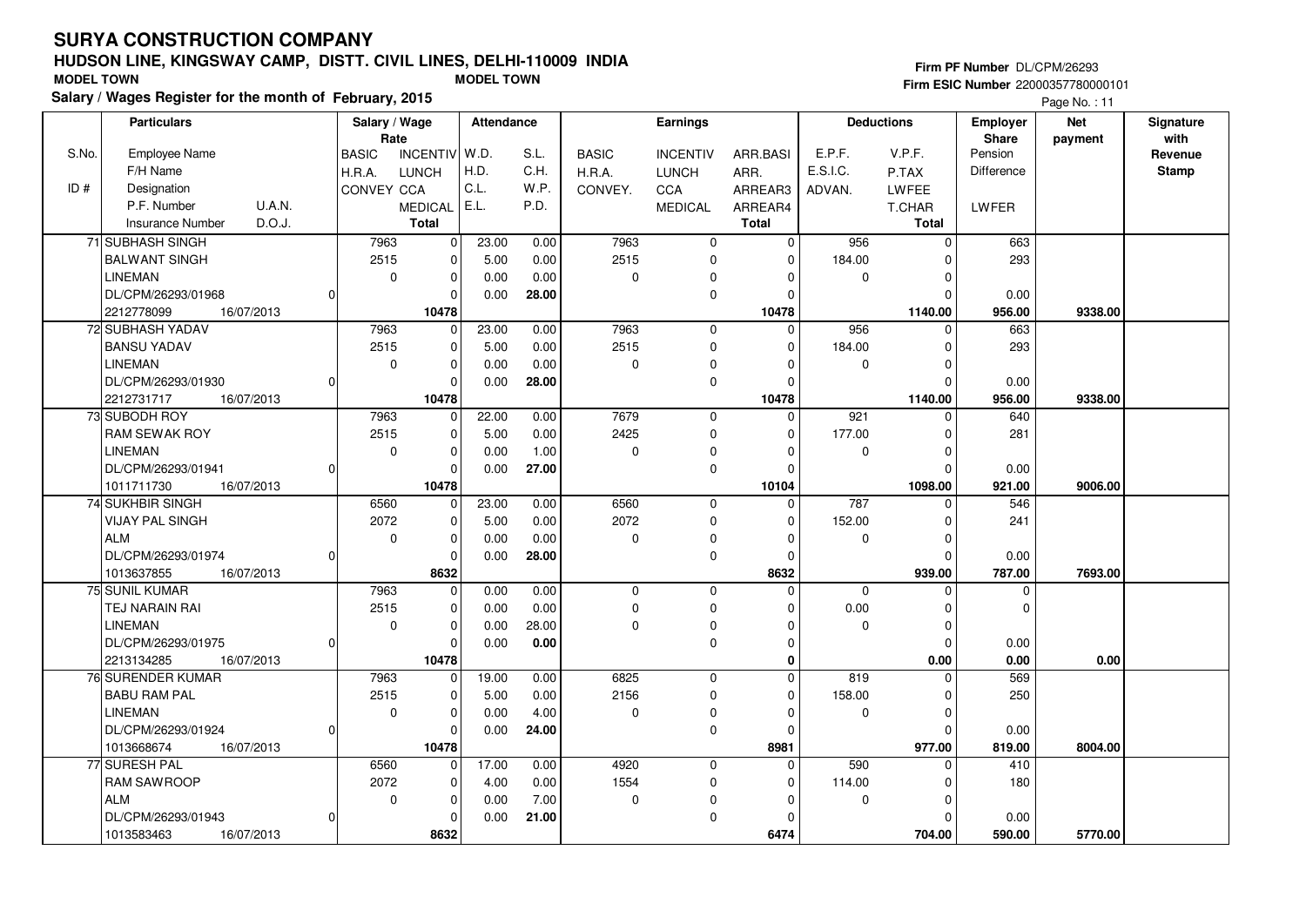# SURYA CONSTRUCTION COMPANY

## HUDSON LINE, KINGSWAY CAMP, DISTT. CIVIL LINES, DELHI-110009 INDIA

**MODEL TOWN** | **MODEL TOWN**

**Salary / Wages Register for the month of February, 2015**

Firm PF Number DL/CPM/26293
Firm ESIC Number 22000357780000101

Page No. : 11

| S.No. / ID # | Employee Name / F/H Name / Designation / P.F. Number / Insurance Number | U.A.N. / D.O.J. | Salary / Wage Rate: BASIC / H.R.A. / CONVEY | INCENTIV / LUNCH / CCA / MEDICAL / Total | Attendance: W.D. / H.D. / C.L. / E.L. | S.L. / C.H. / W.P. / P.D. | Earnings: BASIC / H.R.A. / CONVEY. | INCENTIV / LUNCH / CCA / MEDICAL | ARR.BASI / ARR. / ARREAR3 / ARREAR4 / Total | Deductions: E.P.F. / E.S.I.C. / ADVAN. | V.P.F. / P.TAX / LWFEE / T.CHAR / Total | Employer Share: Pension / Difference / LWFER | Net payment | Signature with Revenue Stamp |
|---|---|---|---|---|---|---|---|---|---|---|---|---|---|---|
| 71 | SUBHASH SINGH<br>BALWANT SINGH<br>LINEMAN<br>DL/CPM/26293/01968<br>2212778099 | 0<br>16/07/2013 | 7963<br>2515<br>0 | 0<br>0<br>0<br>0<br>10478 | 23.00<br>5.00<br>0.00<br>0.00 | 0.00<br>0.00<br>0.00<br>28.00 | 7963<br>2515<br>0 | 0<br>0<br>0<br>0 | 0<br>0<br>0<br>0<br>10478 | 956<br>184.00<br>0 | 0<br>0<br>0<br>0<br>1140.00 | 663<br>293<br>0.00<br>956.00 | 9338.00 | |
| 72 | SUBHASH YADAV<br>BANSU YADAV<br>LINEMAN<br>DL/CPM/26293/01930<br>2212731717 | 0<br>16/07/2013 | 7963<br>2515<br>0 | 0<br>0<br>0<br>0<br>10478 | 23.00<br>5.00<br>0.00<br>0.00 | 0.00<br>0.00<br>0.00<br>28.00 | 7963<br>2515<br>0 | 0<br>0<br>0<br>0 | 0<br>0<br>0<br>0<br>10478 | 956<br>184.00<br>0 | 0<br>0<br>0<br>0<br>1140.00 | 663<br>293<br>0.00<br>956.00 | 9338.00 | |
| 73 | SUBODH ROY<br>RAM SEWAK ROY<br>LINEMAN<br>DL/CPM/26293/01941<br>1011711730 | 0<br>16/07/2013 | 7963<br>2515<br>0 | 0<br>0<br>0<br>0<br>10478 | 22.00<br>5.00<br>0.00<br>0.00 | 0.00<br>0.00<br>1.00<br>27.00 | 7679<br>2425<br>0 | 0<br>0<br>0<br>0 | 0<br>0<br>0<br>0<br>10104 | 921<br>177.00<br>0 | 0<br>0<br>0<br>0<br>1098.00 | 640<br>281<br>0.00<br>921.00 | 9006.00 | |
| 74 | SUKHBIR SINGH<br>VIJAY PAL SINGH<br>ALM<br>DL/CPM/26293/01974<br>1013637855 | 0<br>16/07/2013 | 6560<br>2072<br>0 | 0<br>0<br>0<br>0<br>8632 | 23.00<br>5.00<br>0.00<br>0.00 | 0.00<br>0.00<br>0.00<br>28.00 | 6560<br>2072<br>0 | 0<br>0<br>0<br>0 | 0<br>0<br>0<br>0<br>8632 | 787<br>152.00<br>0 | 0<br>0<br>0<br>0<br>939.00 | 546<br>241<br>0.00<br>787.00 | 7693.00 | |
| 75 | SUNIL KUMAR<br>TEJ NARAIN RAI<br>LINEMAN<br>DL/CPM/26293/01975<br>2213134285 | 0<br>16/07/2013 | 7963<br>2515<br>0 | 0<br>0<br>0<br>0<br>10478 | 0.00<br>0.00<br>0.00<br>0.00 | 0.00<br>0.00<br>28.00<br>0.00 | 0<br>0<br>0 | 0<br>0<br>0<br>0 | 0<br>0<br>0<br>0<br>0 | 0<br>0.00<br>0 | 0<br>0<br>0<br>0<br>0.00 | 0<br>0<br>0.00<br>0.00 | 0.00 | |
| 76 | SURENDER KUMAR<br>BABU RAM PAL<br>LINEMAN<br>DL/CPM/26293/01924<br>1013668674 | 0<br>16/07/2013 | 7963<br>2515<br>0 | 0<br>0<br>0<br>0<br>10478 | 19.00<br>5.00<br>0.00<br>0.00 | 0.00<br>0.00<br>4.00<br>24.00 | 6825<br>2156<br>0 | 0<br>0<br>0<br>0 | 0<br>0<br>0<br>0<br>8981 | 819<br>158.00<br>0 | 0<br>0<br>0<br>0<br>977.00 | 569<br>250<br>0.00<br>819.00 | 8004.00 | |
| 77 | SURESH PAL<br>RAM SAWROOP<br>ALM<br>DL/CPM/26293/01943<br>1013583463 | 0<br>16/07/2013 | 6560<br>2072<br>0 | 0<br>0<br>0<br>0<br>8632 | 17.00<br>4.00<br>0.00<br>0.00 | 0.00<br>0.00<br>7.00<br>21.00 | 4920<br>1554<br>0 | 0<br>0<br>0<br>0 | 0<br>0<br>0<br>0<br>6474 | 590<br>114.00<br>0 | 0<br>0<br>0<br>0<br>704.00 | 410<br>180<br>0.00<br>590.00 | 5770.00 | |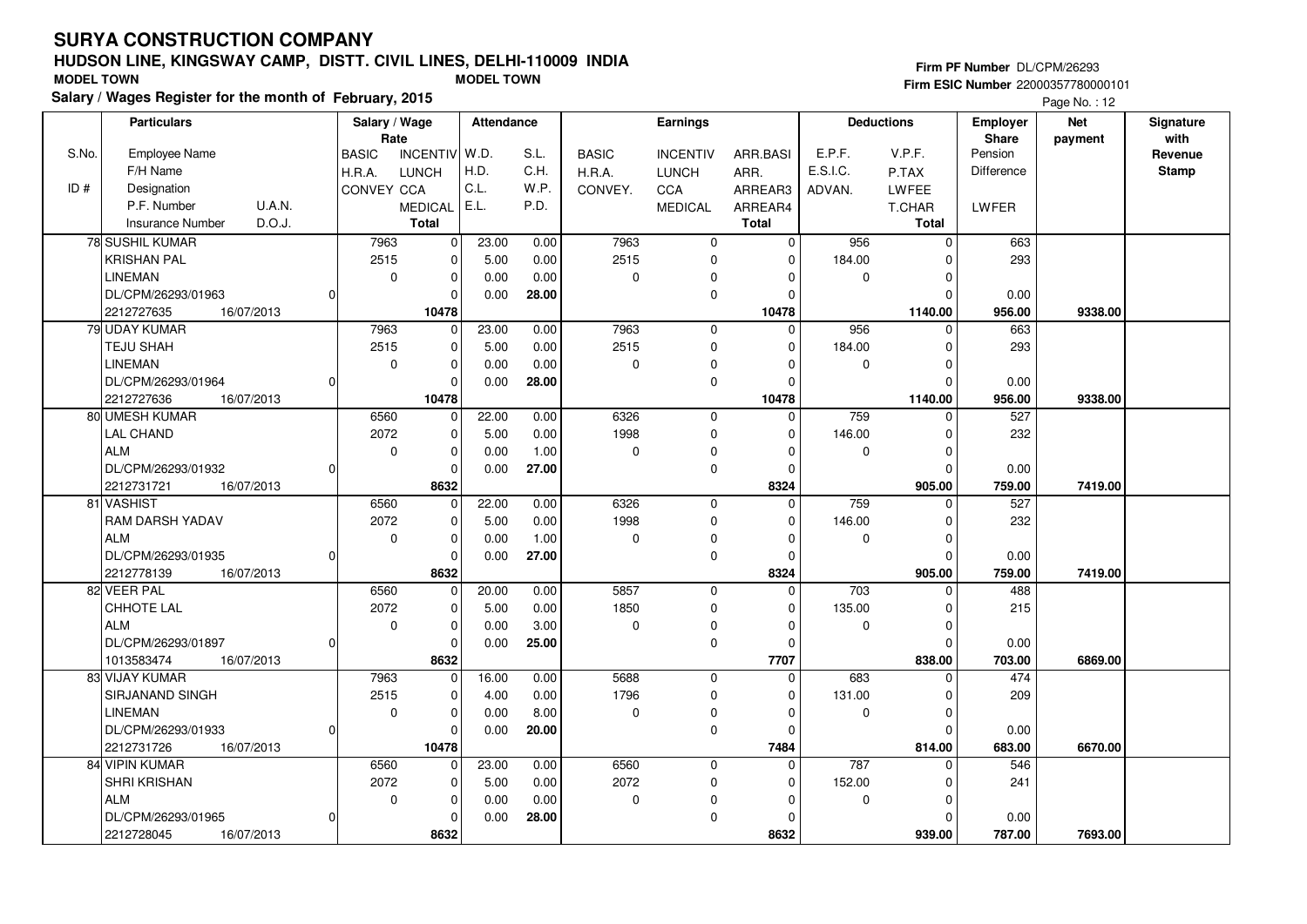# SURYA CONSTRUCTION COMPANY

## HUDSON LINE, KINGSWAY CAMP, DISTT. CIVIL LINES, DELHI-110009 INDIA

**MODEL TOWN** **MODEL TOWN**

**Salary / Wages Register for the month of February, 2015**

**Firm PF Number** DL/CPM/26293
**Firm ESIC Number** 22000357780000101

| S.No. / ID # | Particulars: Employee Name / F/H Name / Designation / P.F. Number, U.A.N. / Insurance Number, D.O.J. | Salary / Wage Rate: BASIC / H.R.A. / CONVEY | Salary / Wage Rate: INCENTIV / LUNCH / CCA / MEDICAL / Total | Attendance: W.D. / H.D. / C.L. / E.L. | Attendance: S.L. / C.H. / W.P. / P.D. | Earnings: BASIC / H.R.A. / CONVEY. | Earnings: INCENTIV / LUNCH / CCA / MEDICAL | Earnings: ARR.BASI / ARR. / ARREAR3 / ARREAR4 / Total | Deductions: E.P.F. / E.S.I.C. / ADVAN. | Deductions: V.P.F. / P.TAX / LWFEE / T.CHAR / Total | Employer Share: Pension / Difference / LWFER | Net payment | Signature with Revenue Stamp |
|---|---|---|---|---|---|---|---|---|---|---|---|---|---|
| 78 | SUSHIL KUMAR<br>KRISHAN PAL<br>LINEMAN<br>DL/CPM/26293/01963 0<br>2212727635 16/07/2013 | 7963<br>2515<br>0 | 0<br>0<br>0<br>0<br>10478 | 23.00<br>5.00<br>0.00<br>0.00 | 0.00<br>0.00<br>0.00<br>28.00 | 7963<br>2515<br>0 | 0<br>0<br>0<br>0 | 0<br>0<br>0<br>0<br>10478 | 956<br>184.00<br>0 | 0<br>0<br>0<br>0<br>1140.00 | 663<br>293<br>0.00<br>956.00 | 9338.00 | |
| 79 | UDAY KUMAR<br>TEJU SHAH<br>LINEMAN<br>DL/CPM/26293/01964 0<br>2212727636 16/07/2013 | 7963<br>2515<br>0 | 0<br>0<br>0<br>0<br>10478 | 23.00<br>5.00<br>0.00<br>0.00 | 0.00<br>0.00<br>0.00<br>28.00 | 7963<br>2515<br>0 | 0<br>0<br>0<br>0 | 0<br>0<br>0<br>0<br>10478 | 956<br>184.00<br>0 | 0<br>0<br>0<br>0<br>1140.00 | 663<br>293<br>0.00<br>956.00 | 9338.00 | |
| 80 | UMESH KUMAR<br>LAL CHAND<br>ALM<br>DL/CPM/26293/01932 0<br>2212731721 16/07/2013 | 6560<br>2072<br>0 | 0<br>0<br>0<br>0<br>8632 | 22.00<br>5.00<br>0.00<br>0.00 | 0.00<br>0.00<br>1.00<br>27.00 | 6326<br>1998<br>0 | 0<br>0<br>0<br>0 | 0<br>0<br>0<br>0<br>8324 | 759<br>146.00<br>0 | 0<br>0<br>0<br>0<br>905.00 | 527<br>232<br>0.00<br>759.00 | 7419.00 | |
| 81 | VASHIST<br>RAM DARSH YADAV<br>ALM<br>DL/CPM/26293/01935 0<br>2212778139 16/07/2013 | 6560<br>2072<br>0 | 0<br>0<br>0<br>0<br>8632 | 22.00<br>5.00<br>0.00<br>0.00 | 0.00<br>0.00<br>1.00<br>27.00 | 6326<br>1998<br>0 | 0<br>0<br>0<br>0 | 0<br>0<br>0<br>0<br>8324 | 759<br>146.00<br>0 | 0<br>0<br>0<br>0<br>905.00 | 527<br>232<br>0.00<br>759.00 | 7419.00 | |
| 82 | VEER PAL<br>CHHOTE LAL<br>ALM<br>DL/CPM/26293/01897 0<br>1013583474 16/07/2013 | 6560<br>2072<br>0 | 0<br>0<br>0<br>0<br>8632 | 20.00<br>5.00<br>0.00<br>0.00 | 0.00<br>0.00<br>3.00<br>25.00 | 5857<br>1850<br>0 | 0<br>0<br>0<br>0 | 0<br>0<br>0<br>0<br>7707 | 703<br>135.00<br>0 | 0<br>0<br>0<br>0<br>838.00 | 488<br>215<br>0.00<br>703.00 | 6869.00 | |
| 83 | VIJAY KUMAR<br>SIRJANAND SINGH<br>LINEMAN<br>DL/CPM/26293/01933 0<br>2212731726 16/07/2013 | 7963<br>2515<br>0 | 0<br>0<br>0<br>0<br>10478 | 16.00<br>4.00<br>0.00<br>0.00 | 0.00<br>0.00<br>8.00<br>20.00 | 5688<br>1796<br>0 | 0<br>0<br>0<br>0 | 0<br>0<br>0<br>0<br>7484 | 683<br>131.00<br>0 | 0<br>0<br>0<br>0<br>814.00 | 474<br>209<br>0.00<br>683.00 | 6670.00 | |
| 84 | VIPIN KUMAR<br>SHRI KRISHAN<br>ALM<br>DL/CPM/26293/01965 0<br>2212728045 16/07/2013 | 6560<br>2072<br>0 | 0<br>0<br>0<br>0<br>8632 | 23.00<br>5.00<br>0.00<br>0.00 | 0.00<br>0.00<br>0.00<br>28.00 | 6560<br>2072<br>0 | 0<br>0<br>0<br>0 | 0<br>0<br>0<br>0<br>8632 | 787<br>152.00<br>0 | 0<br>0<br>0<br>0<br>939.00 | 546<br>241<br>0.00<br>787.00 | 7693.00 | |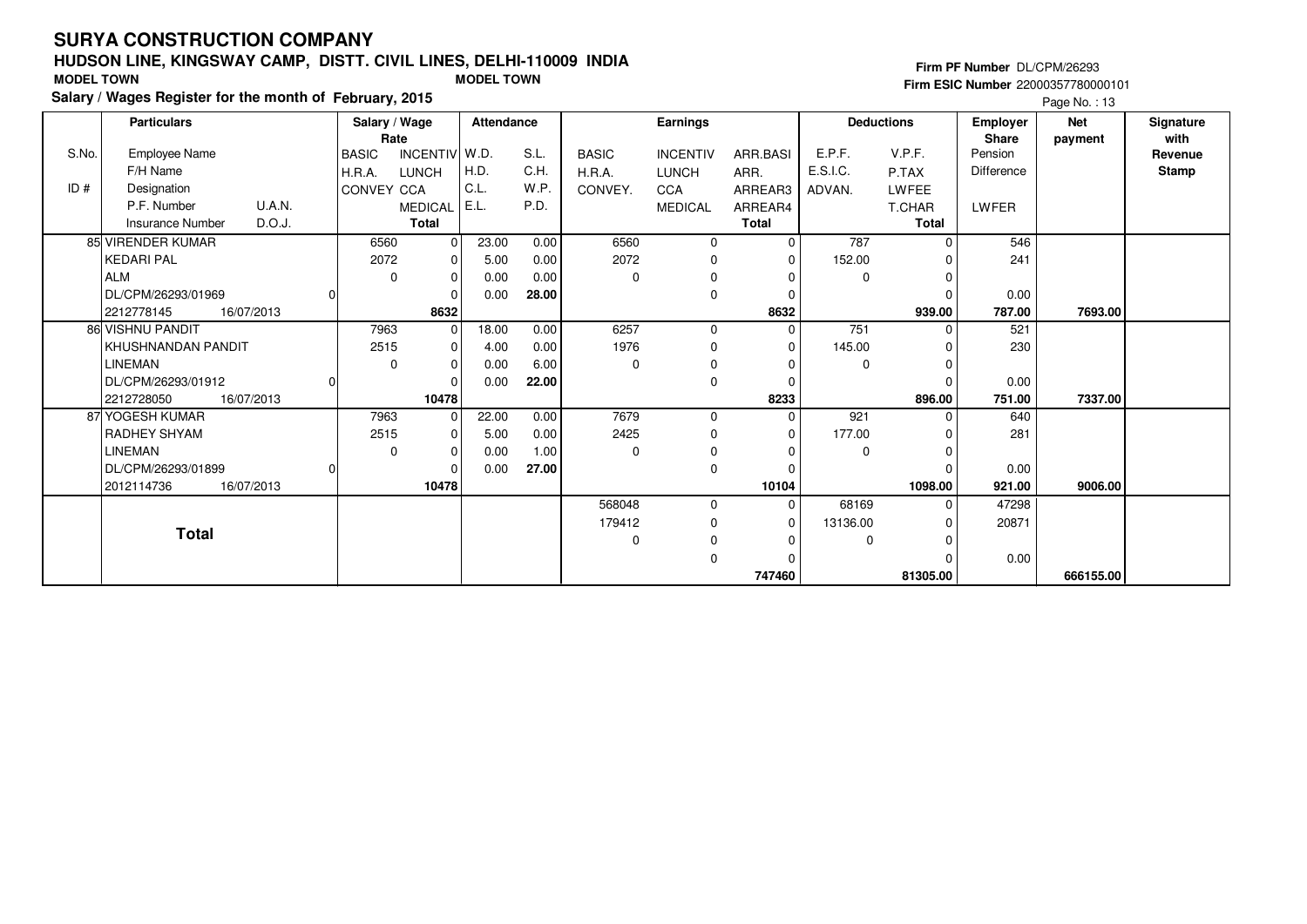# SURYA CONSTRUCTION COMPANY

## HUDSON LINE, KINGSWAY CAMP, DISTT. CIVIL LINES, DELHI-110009 INDIA

**MODEL TOWN** **MODEL TOWN**

**Salary / Wages Register for the month of February, 2015**

**Firm PF Number** DL/CPM/26293
**Firm ESIC Number** 22000357780000101

Page No. : 13

| | Particulars | | | Salary / Wage Rate | | Attendance | | Earnings | | | Deductions | | Employer Share | Net payment | Signature with Revenue Stamp |
|---|---|---|---|---|---|---|---|---|---|---|---|---|---|---|---|
| S.No. | Employee Name | | | BASIC | INCENTIV | W.D. | S.L. | BASIC | INCENTIV | ARR.BASI | E.P.F. | V.P.F. | Pension | | |
| | F/H Name | | | H.R.A. | LUNCH | H.D. | C.H. | H.R.A. | LUNCH | ARR. | E.S.I.C. | P.TAX | Difference | | |
| ID # | Designation | | | CONVEY | CCA | C.L. | W.P. | CONVEY. | CCA | ARREAR3 | ADVAN. | LWFEE | | | |
| | P.F. Number | U.A.N. | | | MEDICAL | E.L. | P.D. | | MEDICAL | ARREAR4 | | T.CHAR | LWFER | | |
| | Insurance Number | D.O.J. | | | Total | | | | | Total | | Total | | | |
| 85 | VIRENDER KUMAR | | | 6560 | 0 | 23.00 | 0.00 | 6560 | 0 | 0 | 787 | 0 | 546 | | |
| | KEDARI PAL | | | 2072 | 0 | 5.00 | 0.00 | 2072 | 0 | 0 | 152.00 | 0 | 241 | | |
| | ALM | | | 0 | 0 | 0.00 | 0.00 | 0 | 0 | 0 | 0 | 0 | | | |
| | DL/CPM/26293/01969 | | 0 | | 0 | 0.00 | 28.00 | | 0 | 0 | | 0 | 0.00 | | |
| | 2212778145 | 16/07/2013 | | | 8632 | | | | | 8632 | | 939.00 | 787.00 | 7693.00 | |
| 86 | VISHNU PANDIT | | | 7963 | 0 | 18.00 | 0.00 | 6257 | 0 | 0 | 751 | 0 | 521 | | |
| | KHUSHNANDAN PANDIT | | | 2515 | 0 | 4.00 | 0.00 | 1976 | 0 | 0 | 145.00 | 0 | 230 | | |
| | LINEMAN | | | 0 | 0 | 0.00 | 6.00 | 0 | 0 | 0 | 0 | 0 | | | |
| | DL/CPM/26293/01912 | | 0 | | 0 | 0.00 | 22.00 | | 0 | 0 | | 0 | 0.00 | | |
| | 2212728050 | 16/07/2013 | | | 10478 | | | | | 8233 | | 896.00 | 751.00 | 7337.00 | |
| 87 | YOGESH KUMAR | | | 7963 | 0 | 22.00 | 0.00 | 7679 | 0 | 0 | 921 | 0 | 640 | | |
| | RADHEY SHYAM | | | 2515 | 0 | 5.00 | 0.00 | 2425 | 0 | 0 | 177.00 | 0 | 281 | | |
| | LINEMAN | | | 0 | 0 | 0.00 | 1.00 | 0 | 0 | 0 | 0 | 0 | | | |
| | DL/CPM/26293/01899 | | 0 | | 0 | 0.00 | 27.00 | | 0 | 0 | | 0 | 0.00 | | |
| | 2012114736 | 16/07/2013 | | | 10478 | | | | | 10104 | | 1098.00 | 921.00 | 9006.00 | |
| | **Total** | | | | | | | 568048 | 0 | 0 | 68169 | 0 | 47298 | | |
| | | | | | | | | 179412 | 0 | 0 | 13136.00 | 0 | 20871 | | |
| | | | | | | | | 0 | 0 | 0 | 0 | 0 | | | |
| | | | | | | | | | 0 | 0 | | 0 | 0.00 | | |
| | | | | | | | | | | 747460 | | 81305.00 | | 666155.00 | |